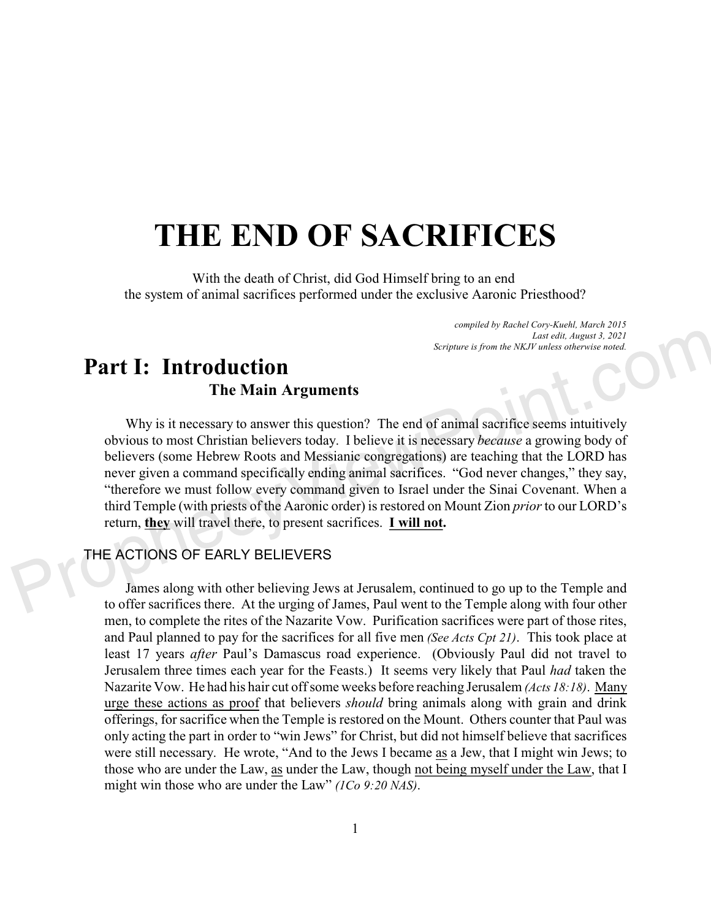# THE END OF SACRIFICES

With the death of Christ, did God Himself bring to an end
the system of animal sacrifices performed under the exclusive Aaronic Priesthood?

*compiled by Rachel Cory-Kuehl, March 2015*
*Last edit, August 3, 2021*
*Scripture is from the NKJV unless otherwise noted.*

## Part I: Introduction

### The Main Arguments

Why is it necessary to answer this question? The end of animal sacrifice seems intuitively obvious to most Christian believers today. I believe it is necessary *because* a growing body of believers (some Hebrew Roots and Messianic congregations) are teaching that the LORD has never given a command specifically ending animal sacrifices. "God never changes," they say, "therefore we must follow every command given to Israel under the Sinai Covenant. When a third Temple (with priests of the Aaronic order) is restored on Mount Zion *prior* to our LORD's return, <u>**they**</u> will travel there, to present sacrifices. <u>**I will not**</u>**.**

#### THE ACTIONS OF EARLY BELIEVERS

James along with other believing Jews at Jerusalem, continued to go up to the Temple and to offer sacrifices there. At the urging of James, Paul went to the Temple along with four other men, to complete the rites of the Nazarite Vow. Purification sacrifices were part of those rites, and Paul planned to pay for the sacrifices for all five men *(See Acts Cpt 21)*. This took place at least 17 years *after* Paul's Damascus road experience. (Obviously Paul did not travel to Jerusalem three times each year for the Feasts.) It seems very likely that Paul *had* taken the Nazarite Vow. He had his hair cut off some weeks before reaching Jerusalem *(Acts 18:18)*. <u>Many urge these actions as proof</u> that believers *should* bring animals along with grain and drink offerings, for sacrifice when the Temple is restored on the Mount. Others counter that Paul was only acting the part in order to "win Jews" for Christ, but did not himself believe that sacrifices were still necessary. He wrote, "And to the Jews I became <u>as</u> a Jew, that I might win Jews; to those who are under the Law, <u>as</u> under the Law, though <u>not being myself under the Law</u>, that I might win those who are under the Law" *(1Co 9:20 NAS)*.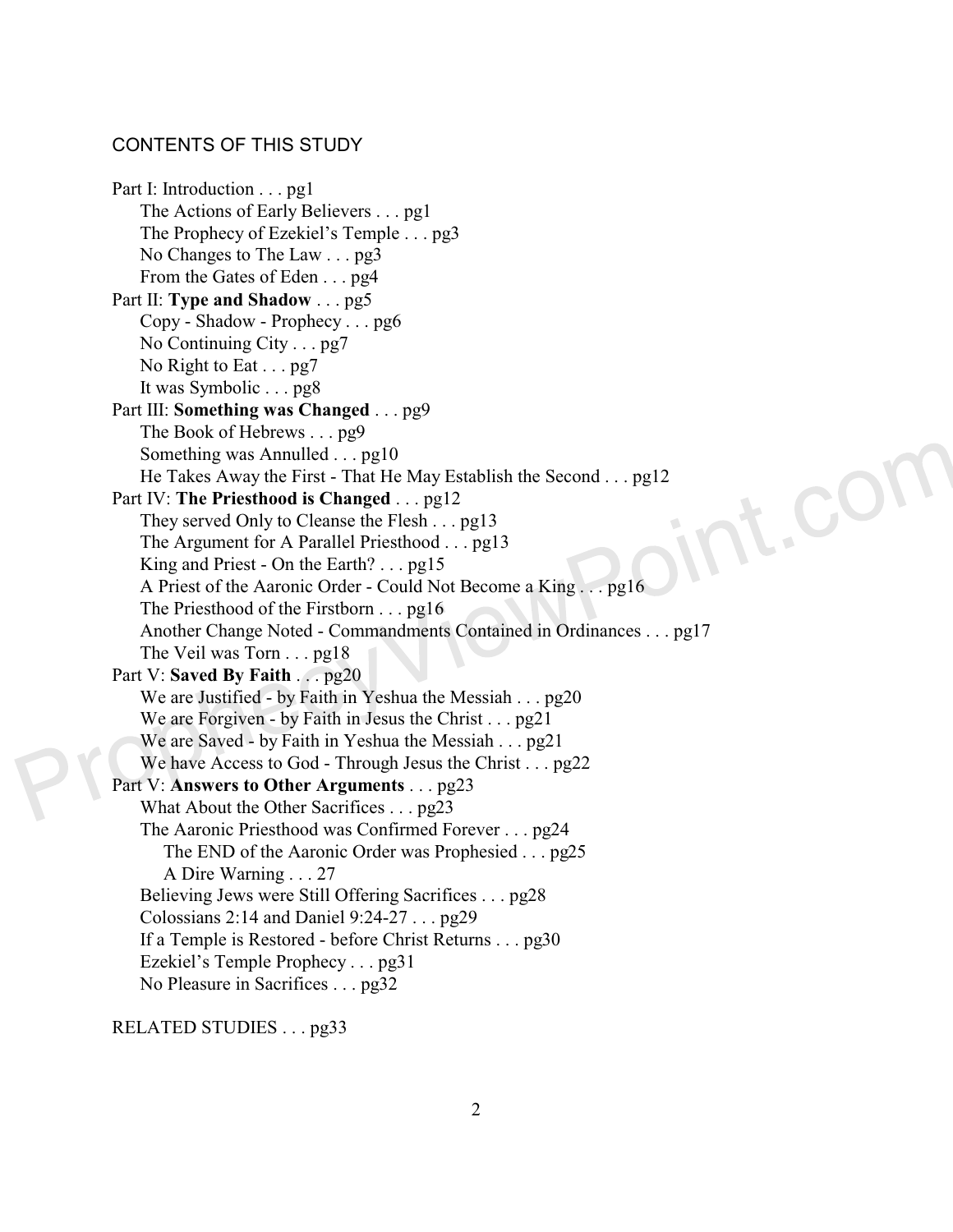## CONTENTS OF THIS STUDY

Part I: Introduction . . . pg1
- The Actions of Early Believers . . . pg1
- The Prophecy of Ezekiel's Temple . . . pg3
- No Changes to The Law . . . pg3
- From the Gates of Eden . . . pg4

Part II: **Type and Shadow** . . . pg5
- Copy - Shadow - Prophecy . . . pg6
- No Continuing City . . . pg7
- No Right to Eat . . . pg7
- It was Symbolic . . . pg8

Part III: **Something was Changed** . . . pg9
- The Book of Hebrews . . . pg9
- Something was Annulled . . . pg10
- He Takes Away the First - That He May Establish the Second . . . pg12

Part IV: **The Priesthood is Changed** . . . pg12
- They served Only to Cleanse the Flesh . . . pg13
- The Argument for A Parallel Priesthood . . . pg13
- King and Priest - On the Earth? . . . pg15
- A Priest of the Aaronic Order - Could Not Become a King . . . pg16
- The Priesthood of the Firstborn . . . pg16
- Another Change Noted - Commandments Contained in Ordinances . . . pg17
- The Veil was Torn . . . pg18

Part V: **Saved By Faith** . . . pg20
- We are Justified - by Faith in Yeshua the Messiah . . . pg20
- We are Forgiven - by Faith in Jesus the Christ . . . pg21
- We are Saved - by Faith in Yeshua the Messiah . . . pg21
- We have Access to God - Through Jesus the Christ . . . pg22

Part V: **Answers to Other Arguments** . . . pg23
- What About the Other Sacrifices . . . pg23
- The Aaronic Priesthood was Confirmed Forever . . . pg24
  - The END of the Aaronic Order was Prophesied . . . pg25
  - A Dire Warning . . . 27
- Believing Jews were Still Offering Sacrifices . . . pg28
- Colossians 2:14 and Daniel 9:24-27 . . . pg29
- If a Temple is Restored - before Christ Returns . . . pg30
- Ezekiel's Temple Prophecy . . . pg31
- No Pleasure in Sacrifices . . . pg32

RELATED STUDIES . . . pg33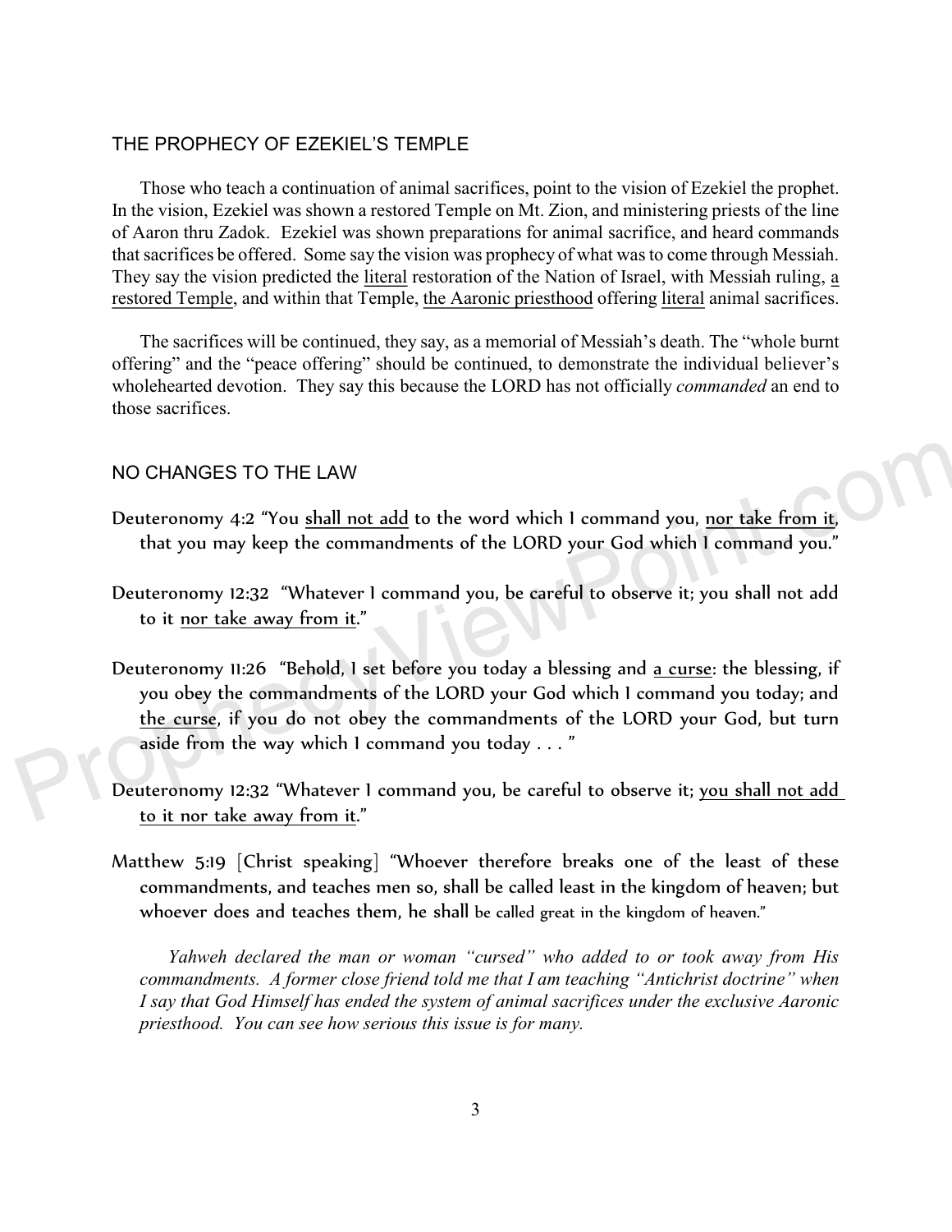## THE PROPHECY OF EZEKIEL'S TEMPLE

Those who teach a continuation of animal sacrifices, point to the vision of Ezekiel the prophet. In the vision, Ezekiel was shown a restored Temple on Mt. Zion, and ministering priests of the line of Aaron thru Zadok. Ezekiel was shown preparations for animal sacrifice, and heard commands that sacrifices be offered. Some say the vision was prophecy of what was to come through Messiah. They say the vision predicted the <u>literal</u> restoration of the Nation of Israel, with Messiah ruling, <u>a restored Temple</u>, and within that Temple, <u>the Aaronic priesthood</u> offering <u>literal</u> animal sacrifices.

The sacrifices will be continued, they say, as a memorial of Messiah's death. The "whole burnt offering" and the "peace offering" should be continued, to demonstrate the individual believer's wholehearted devotion. They say this because the LORD has not officially *commanded* an end to those sacrifices.

## NO CHANGES TO THE LAW

Deuteronomy 4:2 "You <u>shall not add</u> to the word which I command you, <u>nor take from it</u>, that you may keep the commandments of the LORD your God which I command you."

Deuteronomy 12:32 "Whatever I command you, be careful to observe it; you shall not add to it <u>nor take away from it</u>."

Deuteronomy 11:26 "Behold, I set before you today a blessing and <u>a curse</u>: the blessing, if you obey the commandments of the LORD your God which I command you today; and <u>the curse</u>, if you do not obey the commandments of the LORD your God, but turn aside from the way which I command you today . . . "

Deuteronomy 12:32 "Whatever I command you, be careful to observe it; <u>you shall not add to it nor take away from it</u>."

Matthew 5:19 [Christ speaking] "Whoever therefore breaks one of the least of these commandments, and teaches men so, shall be called least in the kingdom of heaven; but whoever does and teaches them, he shall be called great in the kingdom of heaven."

*Yahweh declared the man or woman "cursed" who added to or took away from His commandments. A former close friend told me that I am teaching "Antichrist doctrine" when I say that God Himself has ended the system of animal sacrifices under the exclusive Aaronic priesthood. You can see how serious this issue is for many.*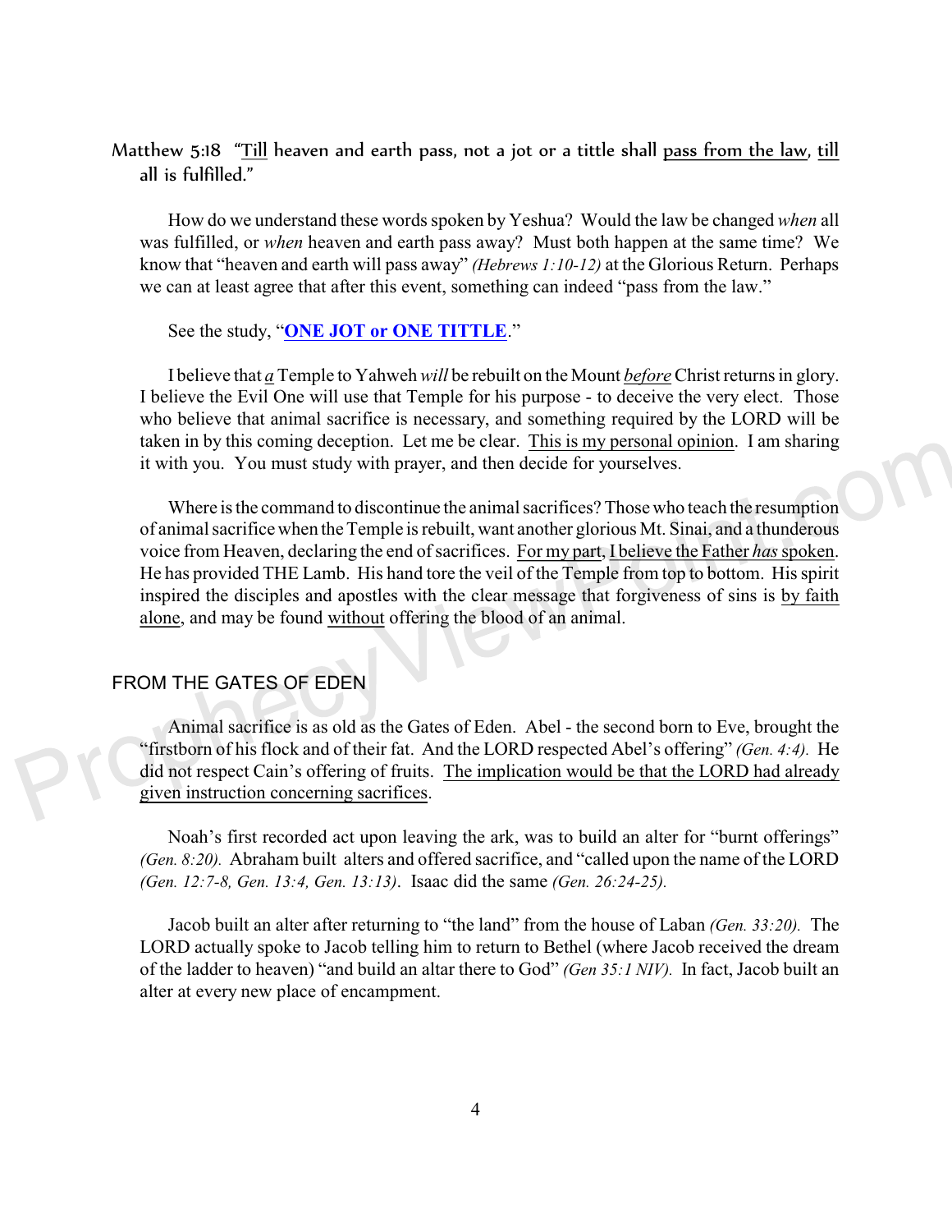Matthew 5:18 "<u>Till</u> heaven and earth pass, not a jot or a tittle shall <u>pass from the law</u>, <u>till</u> all is fulfilled."

How do we understand these words spoken by Yeshua? Would the law be changed *when* all was fulfilled, or *when* heaven and earth pass away? Must both happen at the same time? We know that "heaven and earth will pass away" *(Hebrews 1:10-12)* at the Glorious Return. Perhaps we can at least agree that after this event, something can indeed "pass from the law."

See the study, "**ONE JOT or ONE TITTLE**."

I believe that <u>*a*</u> Temple to Yahweh *will* be rebuilt on the Mount <u>*before*</u> Christ returns in glory. I believe the Evil One will use that Temple for his purpose - to deceive the very elect. Those who believe that animal sacrifice is necessary, and something required by the LORD will be taken in by this coming deception. Let me be clear. <u>This is my personal opinion</u>. I am sharing it with you. You must study with prayer, and then decide for yourselves.

Where is the command to discontinue the animal sacrifices? Those who teach the resumption of animal sacrifice when the Temple is rebuilt, want another glorious Mt. Sinai, and a thunderous voice from Heaven, declaring the end of sacrifices. <u>For my part, I believe the Father *has* spoken</u>. He has provided THE Lamb. His hand tore the veil of the Temple from top to bottom. His spirit inspired the disciples and apostles with the clear message that forgiveness of sins is <u>by faith alone</u>, and may be found <u>without</u> offering the blood of an animal.

## FROM THE GATES OF EDEN

Animal sacrifice is as old as the Gates of Eden. Abel - the second born to Eve, brought the "firstborn of his flock and of their fat. And the LORD respected Abel's offering" *(Gen. 4:4).* He did not respect Cain's offering of fruits. <u>The implication would be that the LORD had already given instruction concerning sacrifices</u>.

Noah's first recorded act upon leaving the ark, was to build an alter for "burnt offerings" *(Gen. 8:20).* Abraham built alters and offered sacrifice, and "called upon the name of the LORD *(Gen. 12:7-8, Gen. 13:4, Gen. 13:13)*. Isaac did the same *(Gen. 26:24-25).*

Jacob built an alter after returning to "the land" from the house of Laban *(Gen. 33:20).* The LORD actually spoke to Jacob telling him to return to Bethel (where Jacob received the dream of the ladder to heaven) "and build an altar there to God" *(Gen 35:1 NIV).* In fact, Jacob built an alter at every new place of encampment.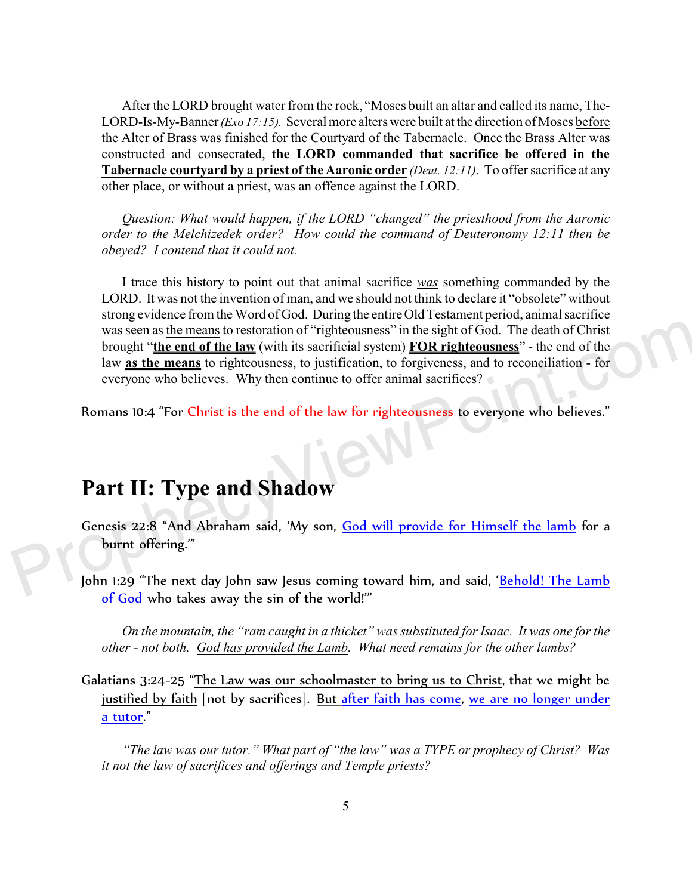After the LORD brought water from the rock, "Moses built an altar and called its name, The-LORD-Is-My-Banner *(Exo 17:15)*. Several more alters were built at the direction of Moses before the Alter of Brass was finished for the Courtyard of the Tabernacle. Once the Brass Alter was constructed and consecrated, **the LORD commanded that sacrifice be offered in the Tabernacle courtyard by a priest of the Aaronic order** *(Deut. 12:11)*. To offer sacrifice at any other place, or without a priest, was an offence against the LORD.

*Question: What would happen, if the LORD "changed" the priesthood from the Aaronic order to the Melchizedek order? How could the command of Deuteronomy 12:11 then be obeyed? I contend that it could not.*

I trace this history to point out that animal sacrifice *was* something commanded by the LORD. It was not the invention of man, and we should not think to declare it "obsolete" without strong evidence from the Word of God. During the entire Old Testament period, animal sacrifice was seen as the means to restoration of "righteousness" in the sight of God. The death of Christ brought "**the end of the law** (with its sacrificial system) **FOR righteousness**" - the end of the law **as the means** to righteousness, to justification, to forgiveness, and to reconciliation - for everyone who believes. Why then continue to offer animal sacrifices?

Romans 10:4 "For Christ is the end of the law for righteousness to everyone who believes."

# Part II: Type and Shadow

Genesis 22:8 "And Abraham said, 'My son, God will provide for Himself the lamb for a burnt offering.'"

John 1:29 "The next day John saw Jesus coming toward him, and said, 'Behold! The Lamb of God who takes away the sin of the world!'"

*On the mountain, the "ram caught in a thicket" was substituted for Isaac. It was one for the other - not both. God has provided the Lamb. What need remains for the other lambs?*

Galatians 3:24-25 "The Law was our schoolmaster to bring us to Christ, that we might be justified by faith [not by sacrifices]. But after faith has come, we are no longer under a tutor."

*"The law was our tutor." What part of "the law" was a TYPE or prophecy of Christ? Was it not the law of sacrifices and offerings and Temple priests?*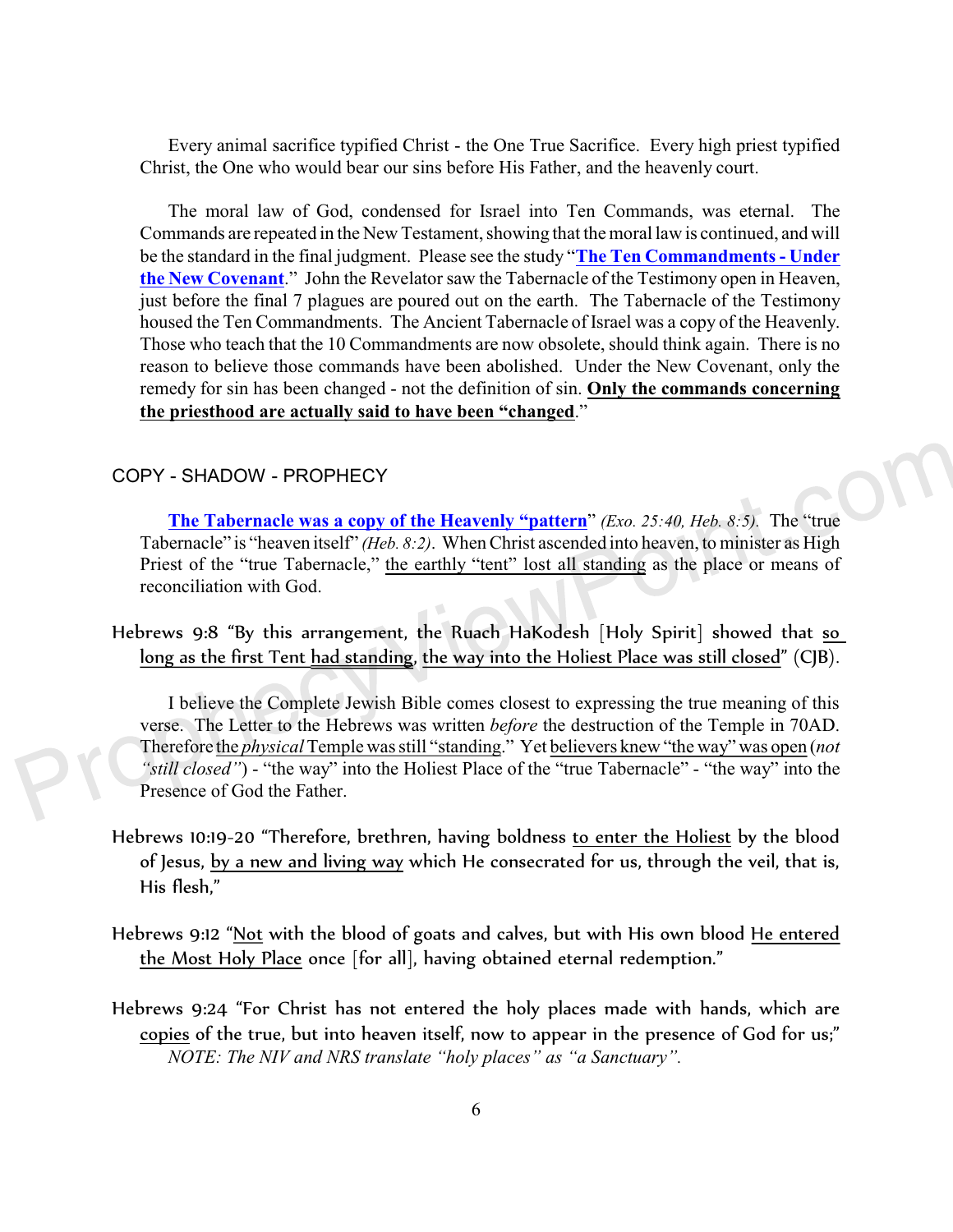Every animal sacrifice typified Christ - the One True Sacrifice. Every high priest typified Christ, the One who would bear our sins before His Father, and the heavenly court.

The moral law of God, condensed for Israel into Ten Commands, was eternal. The Commands are repeated in the New Testament, showing that the moral law is continued, and will be the standard in the final judgment. Please see the study "**The Ten Commandments - Under the New Covenant**." John the Revelator saw the Tabernacle of the Testimony open in Heaven, just before the final 7 plagues are poured out on the earth. The Tabernacle of the Testimony housed the Ten Commandments. The Ancient Tabernacle of Israel was a copy of the Heavenly. Those who teach that the 10 Commandments are now obsolete, should think again. There is no reason to believe those commands have been abolished. Under the New Covenant, only the remedy for sin has been changed - not the definition of sin. **Only the commands concerning the priesthood are actually said to have been "changed**."

## COPY - SHADOW - PROPHECY

**The Tabernacle was a copy of the Heavenly "pattern"** *(Exo. 25:40, Heb. 8:5).* The "true Tabernacle" is "heaven itself" *(Heb. 8:2)*. When Christ ascended into heaven, to minister as High Priest of the "true Tabernacle," the earthly "tent" lost all standing as the place or means of reconciliation with God.

Hebrews 9:8 "By this arrangement, the Ruach HaKodesh [Holy Spirit] showed that so long as the first Tent had standing, the way into the Holiest Place was still closed" (CJB).

I believe the Complete Jewish Bible comes closest to expressing the true meaning of this verse. The Letter to the Hebrews was written *before* the destruction of the Temple in 70AD. Therefore the *physical* Temple was still "standing." Yet believers knew "the way" was open (*not "still closed"*) - "the way" into the Holiest Place of the "true Tabernacle" - "the way" into the Presence of God the Father.

Hebrews 10:19-20 "Therefore, brethren, having boldness to enter the Holiest by the blood of Jesus, by a new and living way which He consecrated for us, through the veil, that is, His flesh,"

Hebrews 9:12 "Not with the blood of goats and calves, but with His own blood He entered the Most Holy Place once [for all], having obtained eternal redemption."

Hebrews 9:24 "For Christ has not entered the holy places made with hands, which are copies of the true, but into heaven itself, now to appear in the presence of God for us;"
*NOTE: The NIV and NRS translate "holy places" as "a Sanctuary".*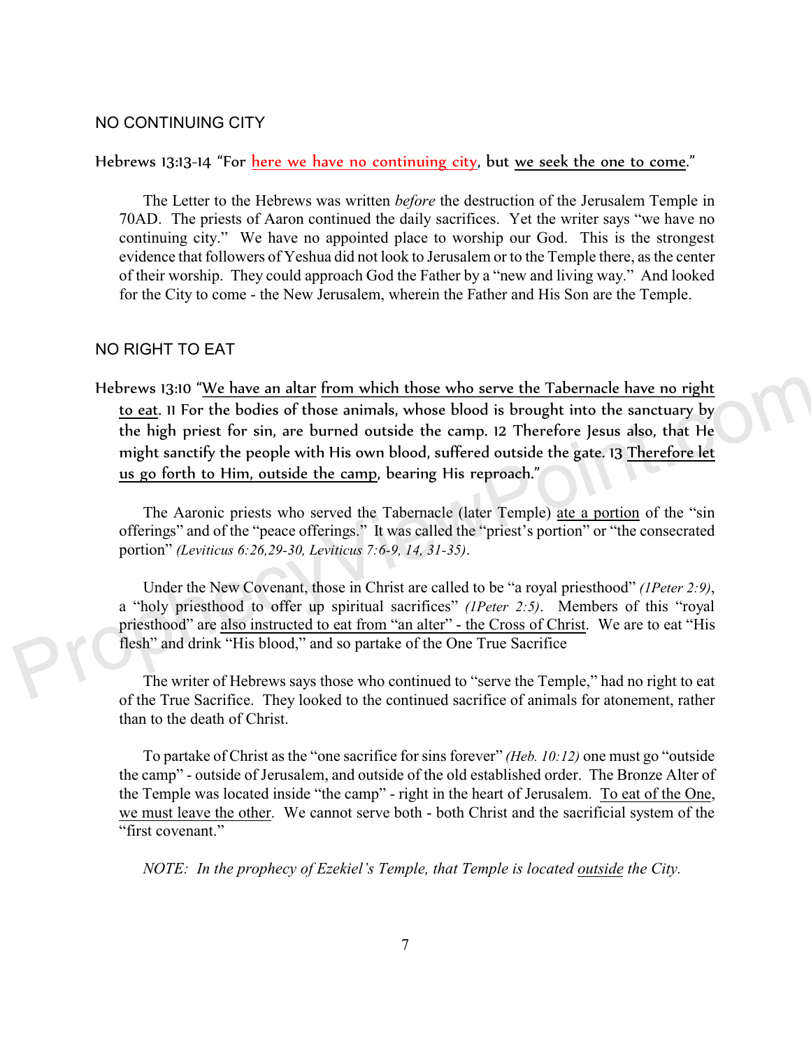## NO CONTINUING CITY

Hebrews 13:13-14 "For here we have no continuing city, but we seek the one to come."

The Letter to the Hebrews was written *before* the destruction of the Jerusalem Temple in 70AD. The priests of Aaron continued the daily sacrifices. Yet the writer says "we have no continuing city." We have no appointed place to worship our God. This is the strongest evidence that followers of Yeshua did not look to Jerusalem or to the Temple there, as the center of their worship. They could approach God the Father by a "new and living way." And looked for the City to come - the New Jerusalem, wherein the Father and His Son are the Temple.

## NO RIGHT TO EAT

Hebrews 13:10 "We have an altar from which those who serve the Tabernacle have no right to eat. 11 For the bodies of those animals, whose blood is brought into the sanctuary by the high priest for sin, are burned outside the camp. 12 Therefore Jesus also, that He might sanctify the people with His own blood, suffered outside the gate. 13 Therefore let us go forth to Him, outside the camp, bearing His reproach."

The Aaronic priests who served the Tabernacle (later Temple) ate a portion of the "sin offerings" and of the "peace offerings." It was called the "priest's portion" or "the consecrated portion" *(Leviticus 6:26,29-30, Leviticus 7:6-9, 14, 31-35)*.

Under the New Covenant, those in Christ are called to be "a royal priesthood" *(1Peter 2:9)*, a "holy priesthood to offer up spiritual sacrifices" *(1Peter 2:5)*. Members of this "royal priesthood" are also instructed to eat from "an alter" - the Cross of Christ. We are to eat "His flesh" and drink "His blood," and so partake of the One True Sacrifice

The writer of Hebrews says those who continued to "serve the Temple," had no right to eat of the True Sacrifice. They looked to the continued sacrifice of animals for atonement, rather than to the death of Christ.

To partake of Christ as the "one sacrifice for sins forever" *(Heb. 10:12)* one must go "outside the camp" - outside of Jerusalem, and outside of the old established order. The Bronze Alter of the Temple was located inside "the camp" - right in the heart of Jerusalem. To eat of the One, we must leave the other. We cannot serve both - both Christ and the sacrificial system of the "first covenant."

*NOTE: In the prophecy of Ezekiel's Temple, that Temple is located outside the City.*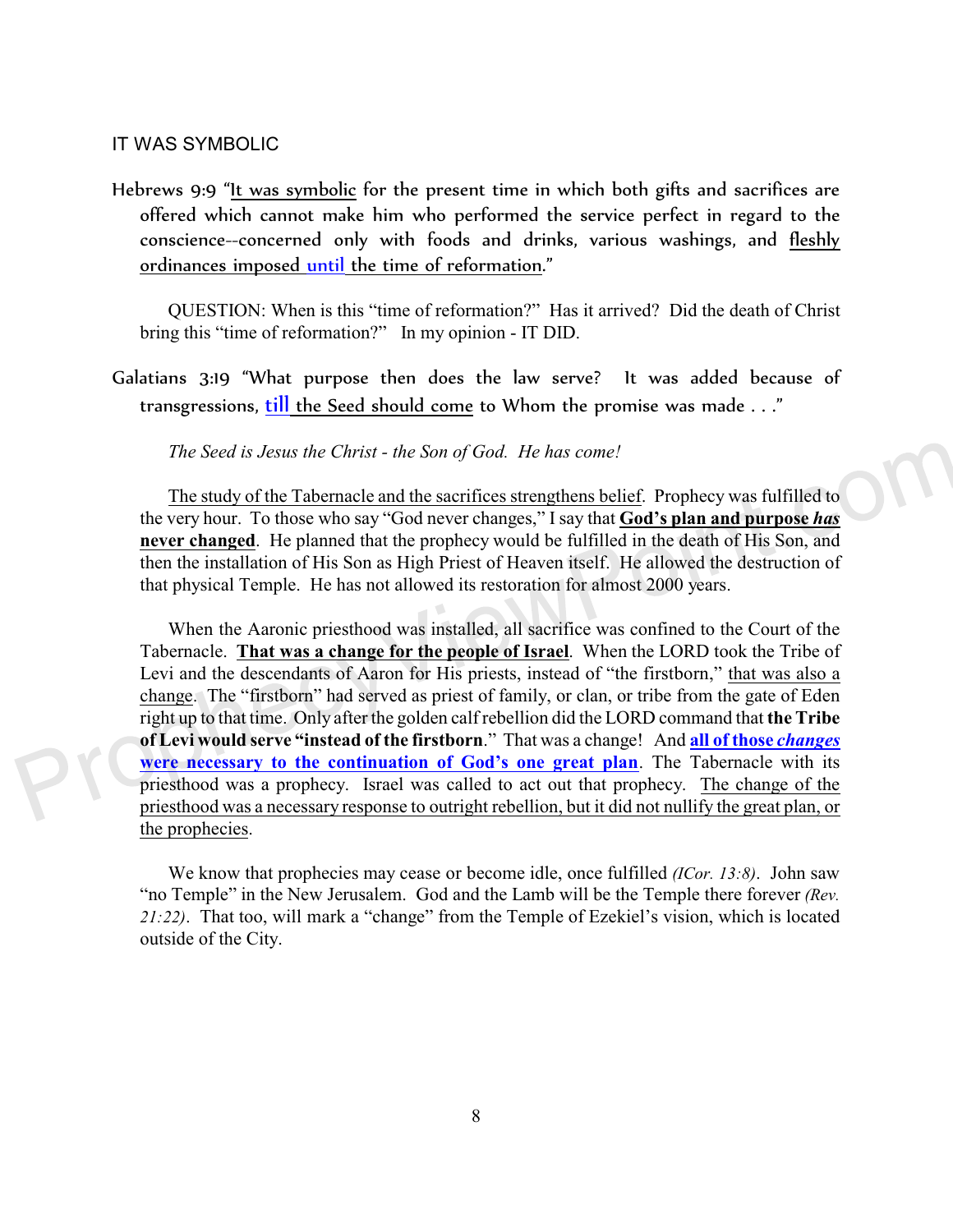## IT WAS SYMBOLIC

Hebrews 9:9 "It was symbolic for the present time in which both gifts and sacrifices are offered which cannot make him who performed the service perfect in regard to the conscience--concerned only with foods and drinks, various washings, and fleshly ordinances imposed until the time of reformation."

QUESTION: When is this "time of reformation?" Has it arrived? Did the death of Christ bring this "time of reformation?" In my opinion - IT DID.

Galatians 3:19 "What purpose then does the law serve? It was added because of transgressions, till the Seed should come to Whom the promise was made . . ."

*The Seed is Jesus the Christ - the Son of God. He has come!*

The study of the Tabernacle and the sacrifices strengthens belief. Prophecy was fulfilled to the very hour. To those who say "God never changes," I say that **God's plan and purpose *has* never changed**. He planned that the prophecy would be fulfilled in the death of His Son, and then the installation of His Son as High Priest of Heaven itself. He allowed the destruction of that physical Temple. He has not allowed its restoration for almost 2000 years.

When the Aaronic priesthood was installed, all sacrifice was confined to the Court of the Tabernacle. **That was a change for the people of Israel**. When the LORD took the Tribe of Levi and the descendants of Aaron for His priests, instead of "the firstborn," that was also a change. The "firstborn" had served as priest of family, or clan, or tribe from the gate of Eden right up to that time. Only after the golden calf rebellion did the LORD command that **the Tribe of Levi would serve "instead of the firstborn**." That was a change! And **all of those *changes* were necessary to the continuation of God's one great plan**. The Tabernacle with its priesthood was a prophecy. Israel was called to act out that prophecy. The change of the priesthood was a necessary response to outright rebellion, but it did not nullify the great plan, or the prophecies.

We know that prophecies may cease or become idle, once fulfilled *(ICor. 13:8)*. John saw "no Temple" in the New Jerusalem. God and the Lamb will be the Temple there forever *(Rev. 21:22)*. That too, will mark a "change" from the Temple of Ezekiel's vision, which is located outside of the City.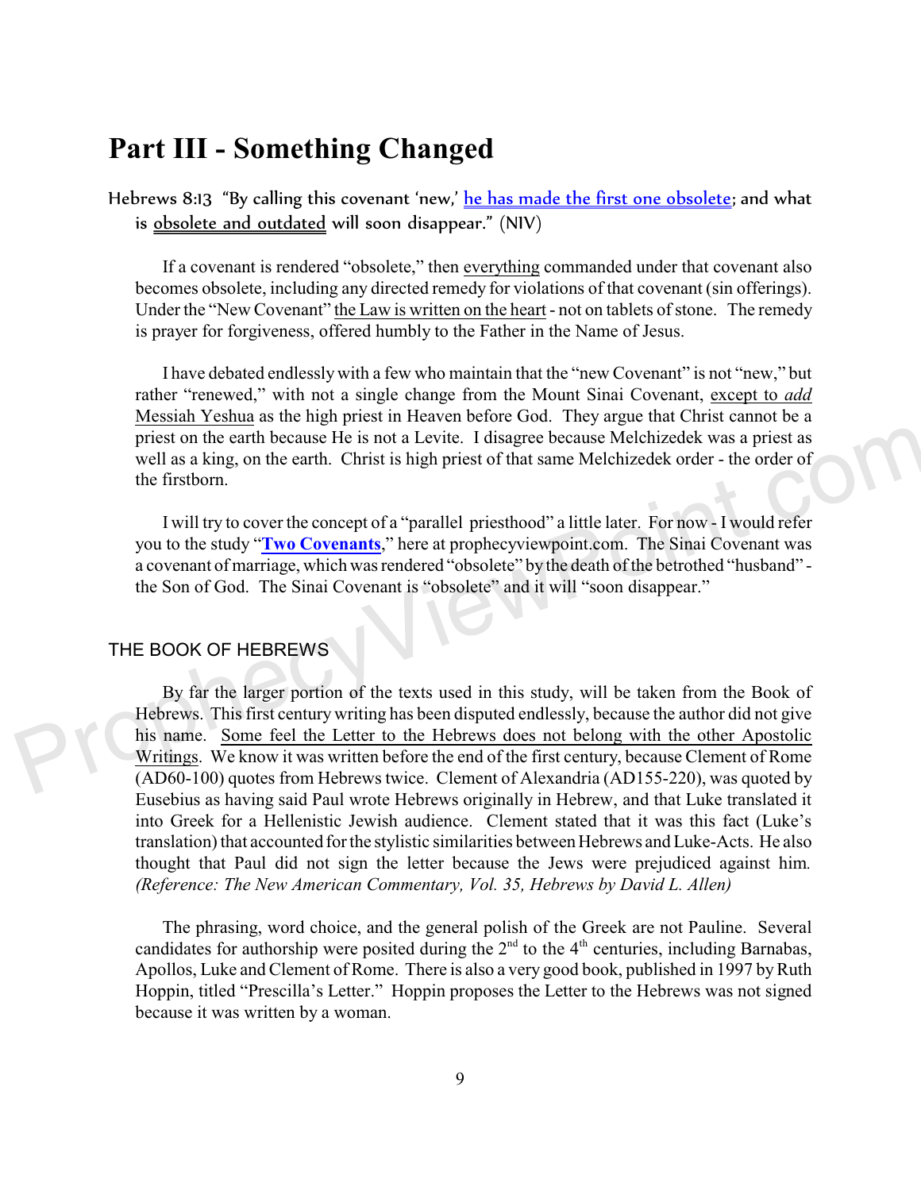# Part III - Something Changed

Hebrews 8:13 "By calling this covenant 'new,' he has made the first one obsolete; and what is obsolete and outdated will soon disappear." (NIV)

If a covenant is rendered "obsolete," then everything commanded under that covenant also becomes obsolete, including any directed remedy for violations of that covenant (sin offerings). Under the "New Covenant" the Law is written on the heart - not on tablets of stone. The remedy is prayer for forgiveness, offered humbly to the Father in the Name of Jesus.

I have debated endlessly with a few who maintain that the "new Covenant" is not "new," but rather "renewed," with not a single change from the Mount Sinai Covenant, except to *add* Messiah Yeshua as the high priest in Heaven before God. They argue that Christ cannot be a priest on the earth because He is not a Levite. I disagree because Melchizedek was a priest as well as a king, on the earth. Christ is high priest of that same Melchizedek order - the order of the firstborn.

I will try to cover the concept of a "parallel priesthood" a little later. For now - I would refer you to the study "**Two Covenants**," here at prophecyviewpoint.com. The Sinai Covenant was a covenant of marriage, which was rendered "obsolete" by the death of the betrothed "husband" - the Son of God. The Sinai Covenant is "obsolete" and it will "soon disappear."

## THE BOOK OF HEBREWS

By far the larger portion of the texts used in this study, will be taken from the Book of Hebrews. This first century writing has been disputed endlessly, because the author did not give his name. Some feel the Letter to the Hebrews does not belong with the other Apostolic Writings. We know it was written before the end of the first century, because Clement of Rome (AD60-100) quotes from Hebrews twice. Clement of Alexandria (AD155-220), was quoted by Eusebius as having said Paul wrote Hebrews originally in Hebrew, and that Luke translated it into Greek for a Hellenistic Jewish audience. Clement stated that it was this fact (Luke's translation) that accounted for the stylistic similarities between Hebrews and Luke-Acts. He also thought that Paul did not sign the letter because the Jews were prejudiced against him. *(Reference: The New American Commentary, Vol. 35, Hebrews by David L. Allen)*

The phrasing, word choice, and the general polish of the Greek are not Pauline. Several candidates for authorship were posited during the 2nd to the 4th centuries, including Barnabas, Apollos, Luke and Clement of Rome. There is also a very good book, published in 1997 by Ruth Hoppin, titled "Prescilla's Letter." Hoppin proposes the Letter to the Hebrews was not signed because it was written by a woman.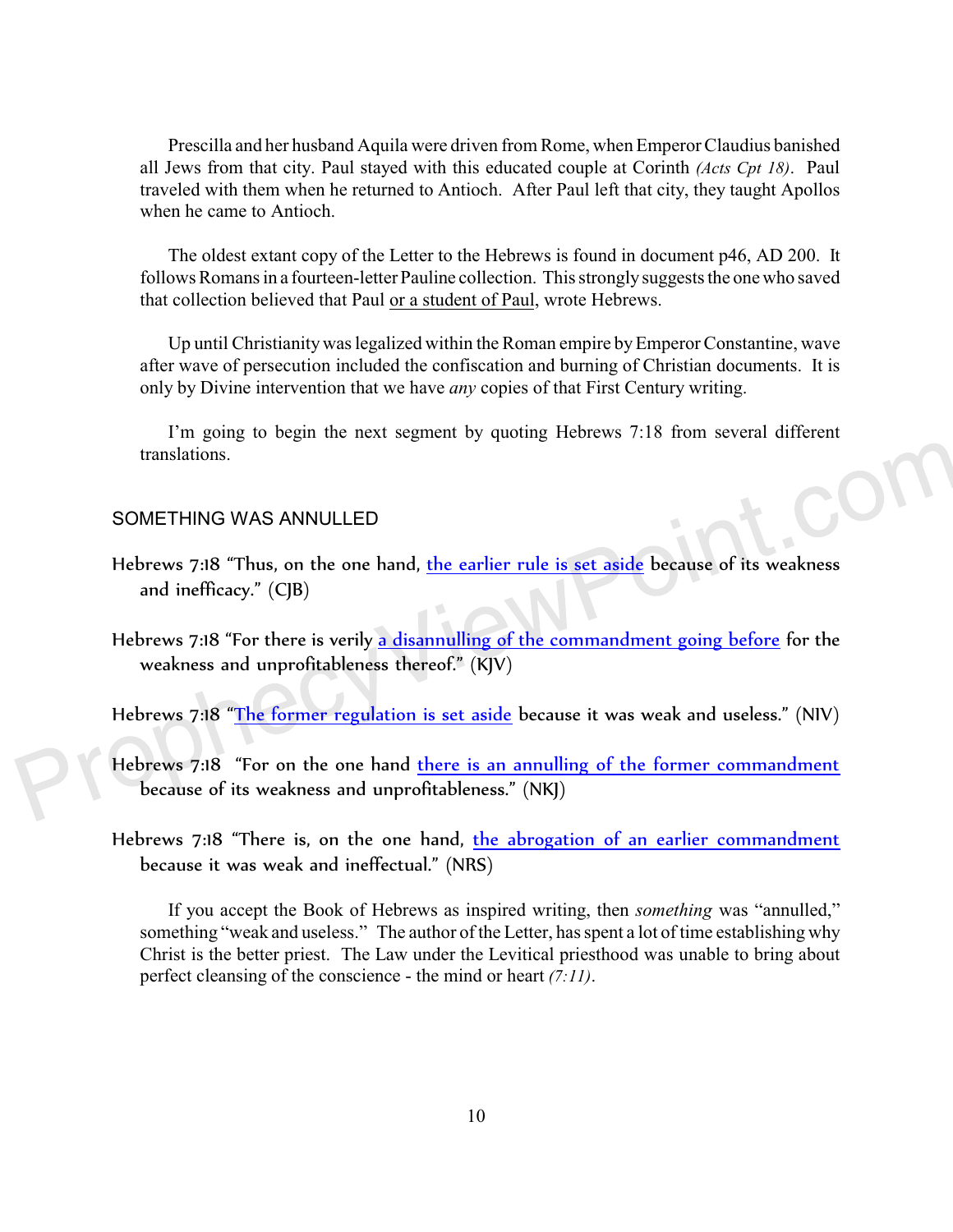Prescilla and her husband Aquila were driven from Rome, when Emperor Claudius banished all Jews from that city. Paul stayed with this educated couple at Corinth *(Acts Cpt 18)*. Paul traveled with them when he returned to Antioch. After Paul left that city, they taught Apollos when he came to Antioch.

The oldest extant copy of the Letter to the Hebrews is found in document p46, AD 200. It follows Romans in a fourteen-letter Pauline collection. This strongly suggests the one who saved that collection believed that Paul <u>or a student of Paul</u>, wrote Hebrews.

Up until Christianity was legalized within the Roman empire by Emperor Constantine, wave after wave of persecution included the confiscation and burning of Christian documents. It is only by Divine intervention that we have *any* copies of that First Century writing.

I'm going to begin the next segment by quoting Hebrews 7:18 from several different translations.

## SOMETHING WAS ANNULLED

Hebrews 7:18 "Thus, on the one hand, <u>the earlier rule is set aside</u> because of its weakness and inefficacy." (CJB)

Hebrews 7:18 "For there is verily <u>a disannulling of the commandment going before</u> for the weakness and unprofitableness thereof." (KJV)

Hebrews 7:18 "<u>The former regulation is set aside</u> because it was weak and useless." (NIV)

Hebrews 7:18 "For on the one hand <u>there is an annulling of the former commandment</u> because of its weakness and unprofitableness." (NKJ)

Hebrews 7:18 "There is, on the one hand, <u>the abrogation of an earlier commandment</u> because it was weak and ineffectual." (NRS)

If you accept the Book of Hebrews as inspired writing, then *something* was "annulled," something "weak and useless." The author of the Letter, has spent a lot of time establishing why Christ is the better priest. The Law under the Levitical priesthood was unable to bring about perfect cleansing of the conscience - the mind or heart *(7:11)*.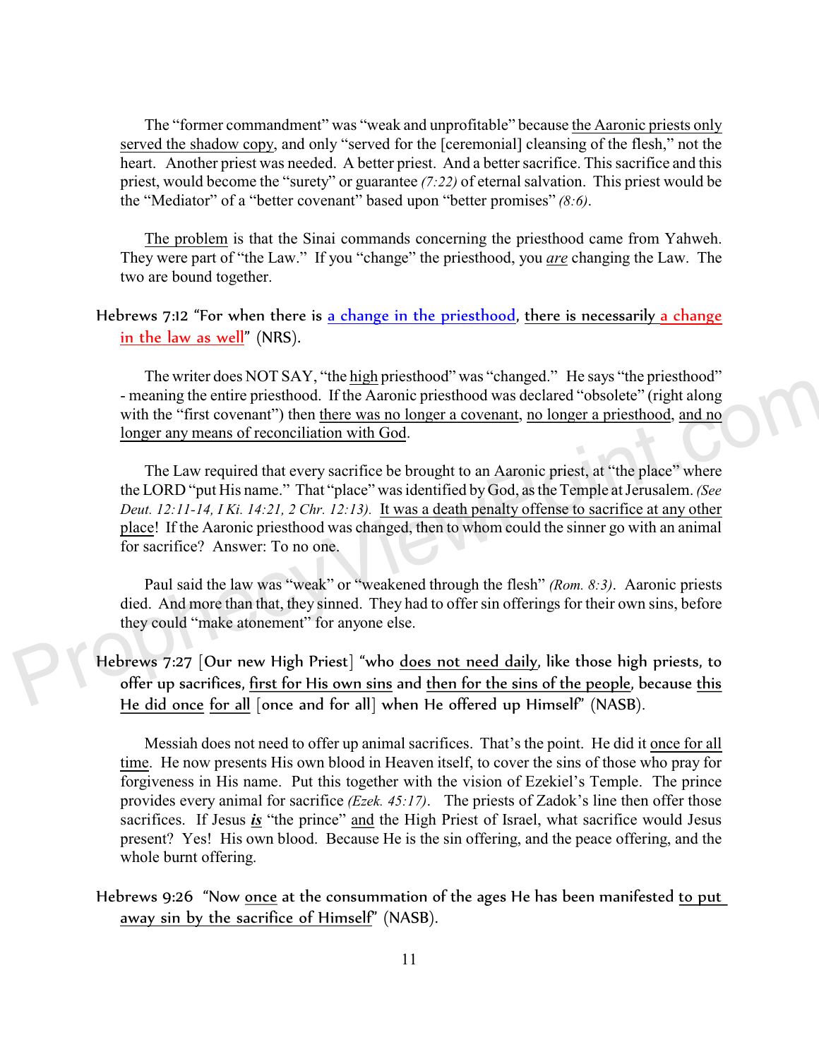The "former commandment" was "weak and unprofitable" because the Aaronic priests only served the shadow copy, and only "served for the [ceremonial] cleansing of the flesh," not the heart. Another priest was needed. A better priest. And a better sacrifice. This sacrifice and this priest, would become the "surety" or guarantee *(7:22)* of eternal salvation. This priest would be the "Mediator" of a "better covenant" based upon "better promises" *(8:6)*.

The problem is that the Sinai commands concerning the priesthood came from Yahweh. They were part of "the Law." If you "change" the priesthood, you ***are*** changing the Law. The two are bound together.

> Hebrews 7:12 "For when there is a change in the priesthood, there is necessarily a change in the law as well" (NRS).

The writer does NOT SAY, "the high priesthood" was "changed." He says "the priesthood" - meaning the entire priesthood. If the Aaronic priesthood was declared "obsolete" (right along with the "first covenant") then there was no longer a covenant, no longer a priesthood, and no longer any means of reconciliation with God.

The Law required that every sacrifice be brought to an Aaronic priest, at "the place" where the LORD "put His name." That "place" was identified by God, as the Temple at Jerusalem. *(See Deut. 12:11-14, I Ki. 14:21, 2 Chr. 12:13).* It was a death penalty offense to sacrifice at any other place! If the Aaronic priesthood was changed, then to whom could the sinner go with an animal for sacrifice? Answer: To no one.

Paul said the law was "weak" or "weakened through the flesh" *(Rom. 8:3)*. Aaronic priests died. And more than that, they sinned. They had to offer sin offerings for their own sins, before they could "make atonement" for anyone else.

> Hebrews 7:27 [Our new High Priest] "who does not need daily, like those high priests, to offer up sacrifices, first for His own sins and then for the sins of the people, because this He did once for all [once and for all] when He offered up Himself" (NASB).

Messiah does not need to offer up animal sacrifices. That's the point. He did it once for all time. He now presents His own blood in Heaven itself, to cover the sins of those who pray for forgiveness in His name. Put this together with the vision of Ezekiel's Temple. The prince provides every animal for sacrifice *(Ezek. 45:17)*. The priests of Zadok's line then offer those sacrifices. If Jesus ***is*** "the prince" and the High Priest of Israel, what sacrifice would Jesus present? Yes! His own blood. Because He is the sin offering, and the peace offering, and the whole burnt offering.

> Hebrews 9:26 "Now once at the consummation of the ages He has been manifested to put away sin by the sacrifice of Himself" (NASB).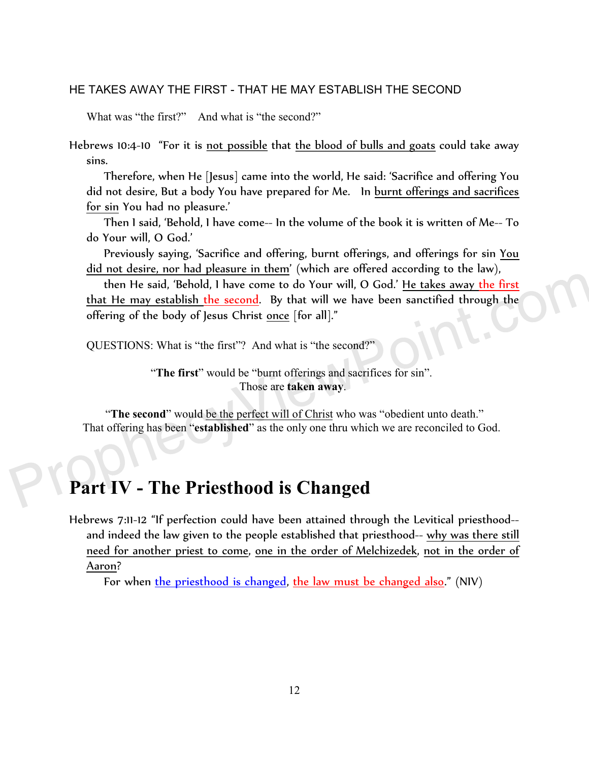## HE TAKES AWAY THE FIRST - THAT HE MAY ESTABLISH THE SECOND

What was "the first?" And what is "the second?"

Hebrews 10:4-10 "For it is not possible that the blood of bulls and goats could take away sins.

Therefore, when He [Jesus] came into the world, He said: 'Sacrifice and offering You did not desire, But a body You have prepared for Me. In burnt offerings and sacrifices for sin You had no pleasure.'

Then I said, 'Behold, I have come-- In the volume of the book it is written of Me-- To do Your will, O God.'

Previously saying, 'Sacrifice and offering, burnt offerings, and offerings for sin You did not desire, nor had pleasure in them' (which are offered according to the law),

then He said, 'Behold, I have come to do Your will, O God.' He takes away the first that He may establish the second. By that will we have been sanctified through the offering of the body of Jesus Christ once [for all]."

QUESTIONS: What is "the first"? And what is "the second?"

"**The first**" would be "burnt offerings and sacrifices for sin".
Those are **taken away**.

"**The second**" would be the perfect will of Christ who was "obedient unto death."
That offering has been "**established**" as the only one thru which we are reconciled to God.

# Part IV - The Priesthood is Changed

Hebrews 7:11-12 "If perfection could have been attained through the Levitical priesthood-- and indeed the law given to the people established that priesthood-- why was there still need for another priest to come, one in the order of Melchizedek, not in the order of Aaron?

For when the priesthood is changed, the law must be changed also." (NIV)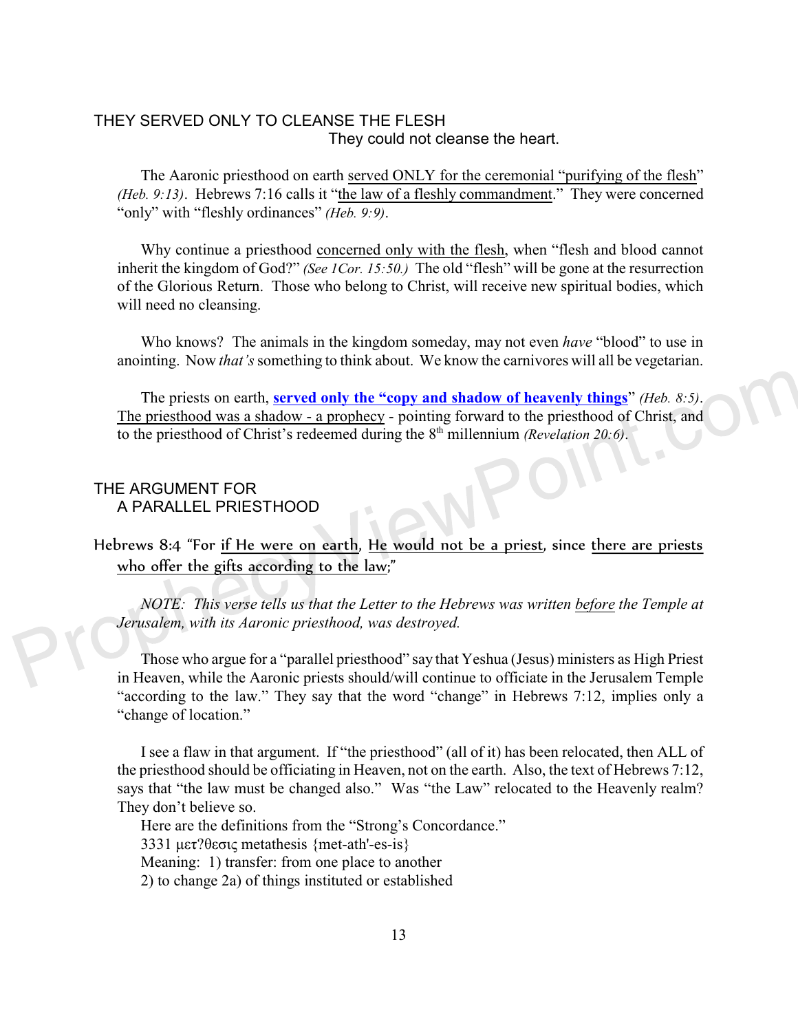## THEY SERVED ONLY TO CLEANSE THE FLESH

They could not cleanse the heart.

The Aaronic priesthood on earth served ONLY for the ceremonial "purifying of the flesh" *(Heb. 9:13)*. Hebrews 7:16 calls it "the law of a fleshly commandment." They were concerned "only" with "fleshly ordinances" *(Heb. 9:9)*.

Why continue a priesthood concerned only with the flesh, when "flesh and blood cannot inherit the kingdom of God?" *(See 1Cor. 15:50.)* The old "flesh" will be gone at the resurrection of the Glorious Return. Those who belong to Christ, will receive new spiritual bodies, which will need no cleansing.

Who knows? The animals in the kingdom someday, may not even *have* "blood" to use in anointing. Now *that's* something to think about. We know the carnivores will all be vegetarian.

The priests on earth, **served only the "copy and shadow of heavenly things"** *(Heb. 8:5)*. The priesthood was a shadow - a prophecy - pointing forward to the priesthood of Christ, and to the priesthood of Christ's redeemed during the 8th millennium *(Revelation 20:6)*.

## THE ARGUMENT FOR A PARALLEL PRIESTHOOD

Hebrews 8:4 "For if He were on earth, He would not be a priest, since there are priests who offer the gifts according to the law;"

*NOTE: This verse tells us that the Letter to the Hebrews was written before the Temple at Jerusalem, with its Aaronic priesthood, was destroyed.*

Those who argue for a "parallel priesthood" say that Yeshua (Jesus) ministers as High Priest in Heaven, while the Aaronic priests should/will continue to officiate in the Jerusalem Temple "according to the law." They say that the word "change" in Hebrews 7:12, implies only a "change of location."

I see a flaw in that argument. If "the priesthood" (all of it) has been relocated, then ALL of the priesthood should be officiating in Heaven, not on the earth. Also, the text of Hebrews 7:12, says that "the law must be changed also." Was "the Law" relocated to the Heavenly realm? They don't believe so.

Here are the definitions from the "Strong's Concordance."

3331 μετ?θεσις metathesis {met-ath'-es-is}

Meaning: 1) transfer: from one place to another

2) to change 2a) of things instituted or established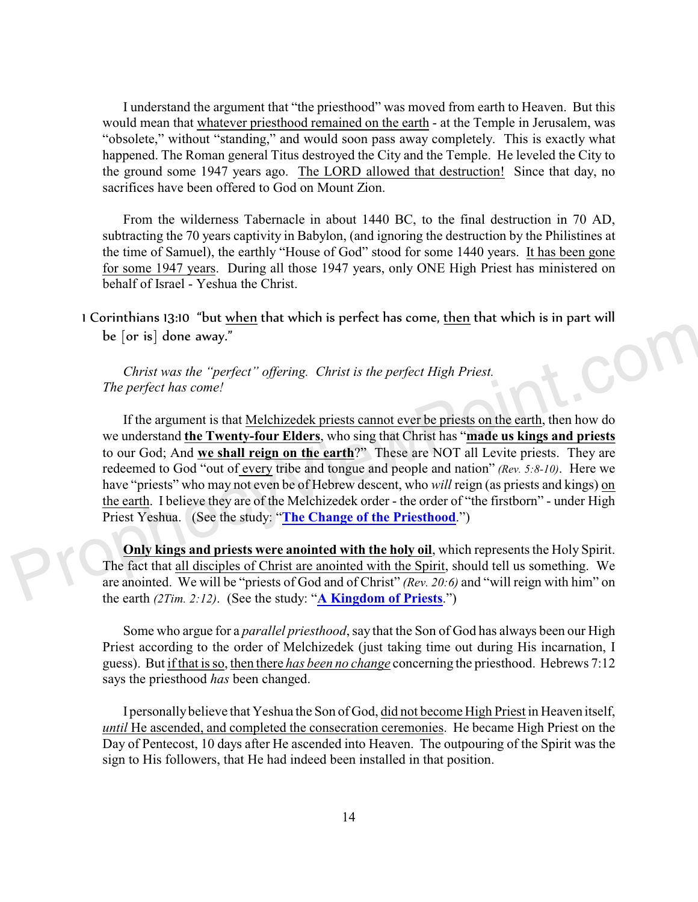I understand the argument that "the priesthood" was moved from earth to Heaven. But this would mean that <u>whatever priesthood remained on the earth</u> - at the Temple in Jerusalem, was "obsolete," without "standing," and would soon pass away completely. This is exactly what happened. The Roman general Titus destroyed the City and the Temple. He leveled the City to the ground some 1947 years ago. <u>The LORD allowed that destruction!</u> Since that day, no sacrifices have been offered to God on Mount Zion.

From the wilderness Tabernacle in about 1440 BC, to the final destruction in 70 AD, subtracting the 70 years captivity in Babylon, (and ignoring the destruction by the Philistines at the time of Samuel), the earthly "House of God" stood for some 1440 years. <u>It has been gone for some 1947 years</u>. During all those 1947 years, only ONE High Priest has ministered on behalf of Israel - Yeshua the Christ.

1 Corinthians 13:10 "but <u>when</u> that which is perfect has come, <u>then</u> that which is in part will be [or is] done away."

*Christ was the "perfect" offering. Christ is the perfect High Priest. The perfect has come!*

If the argument is that <u>Melchizedek priests cannot ever be priests on the earth</u>, then how do we understand **<u>the Twenty-four Elders</u>**, who sing that Christ has "**<u>made us kings and priests</u>** to our God; And **<u>we shall reign on the earth</u>**?" These are NOT all Levite priests. They are redeemed to God "out of <u>every</u> tribe and tongue and people and nation" *(Rev. 5:8-10)*. Here we have "priests" who may not even be of Hebrew descent, who *will* reign (as priests and kings) <u>on the earth</u>. I believe they are of the Melchizedek order - the order of "the firstborn" - under High Priest Yeshua. (See the study: "**<u>The Change of the Priesthood</u>**.")

**<u>Only kings and priests were anointed with the holy oil</u>**, which represents the Holy Spirit. The fact that <u>all disciples of Christ are anointed with the Spirit</u>, should tell us something. We are anointed. We will be "priests of God and of Christ" *(Rev. 20:6)* and "will reign with him" on the earth *(2Tim. 2:12)*. (See the study: "**<u>A Kingdom of Priests</u>**.")

Some who argue for a *parallel priesthood*, say that the Son of God has always been our High Priest according to the order of Melchizedek (just taking time out during His incarnation, I guess). But <u>if that is so</u>, <u>then there *has been no change*</u> concerning the priesthood. Hebrews 7:12 says the priesthood *has* been changed.

I personally believe that Yeshua the Son of God, <u>did not become High Priest</u> in Heaven itself, <u>*until* He ascended, and completed the consecration ceremonies</u>. He became High Priest on the Day of Pentecost, 10 days after He ascended into Heaven. The outpouring of the Spirit was the sign to His followers, that He had indeed been installed in that position.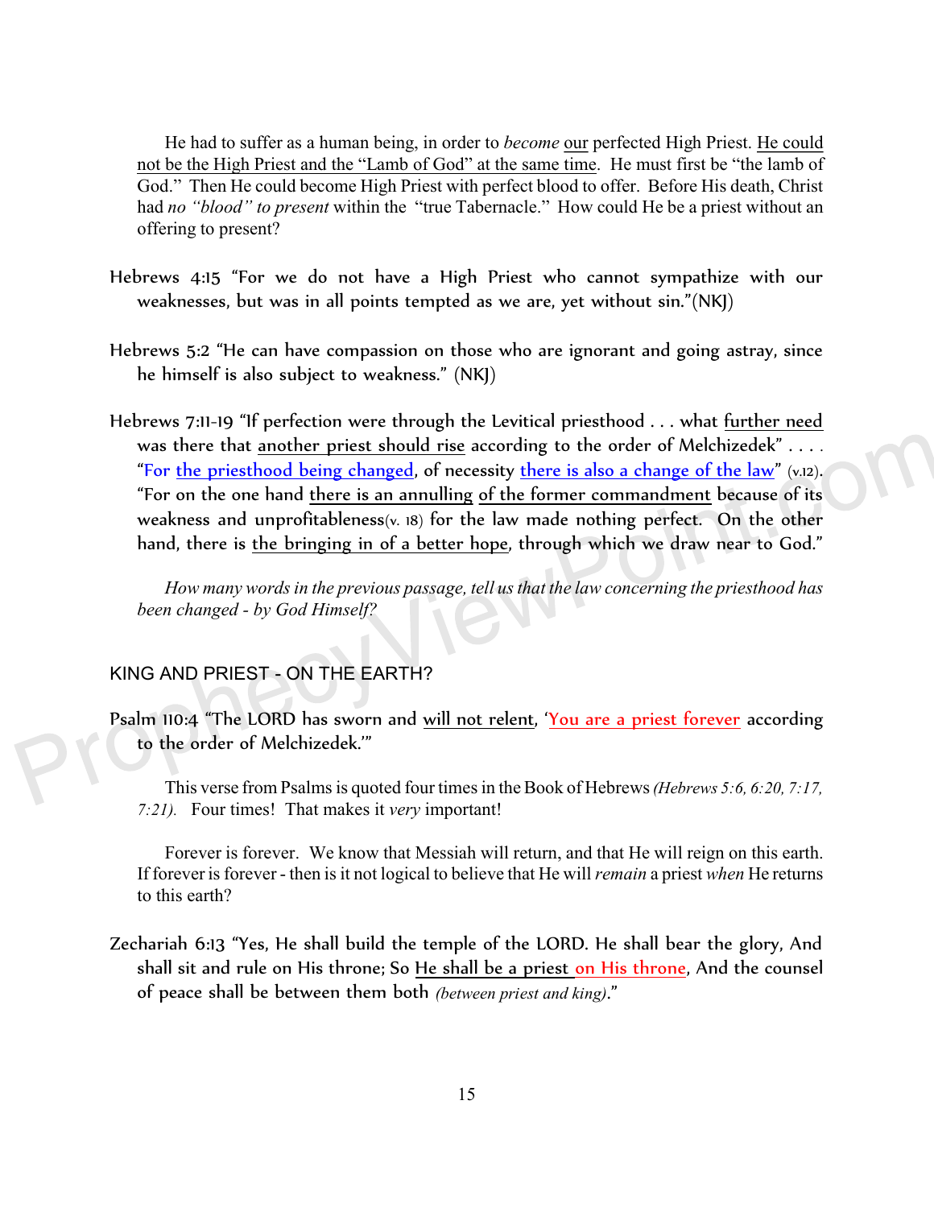He had to suffer as a human being, in order to *become* our perfected High Priest. He could not be the High Priest and the "Lamb of God" at the same time. He must first be "the lamb of God." Then He could become High Priest with perfect blood to offer. Before His death, Christ had *no "blood" to present* within the "true Tabernacle." How could He be a priest without an offering to present?

Hebrews 4:15 "For we do not have a High Priest who cannot sympathize with our weaknesses, but was in all points tempted as we are, yet without sin."(NKJ)

Hebrews 5:2 "He can have compassion on those who are ignorant and going astray, since he himself is also subject to weakness." (NKJ)

Hebrews 7:11-19 "If perfection were through the Levitical priesthood . . . what further need was there that another priest should rise according to the order of Melchizedek" . . . . "For the priesthood being changed, of necessity there is also a change of the law" (v.12). "For on the one hand there is an annulling of the former commandment because of its weakness and unprofitableness(v. 18) for the law made nothing perfect. On the other hand, there is the bringing in of a better hope, through which we draw near to God."

*How many words in the previous passage, tell us that the law concerning the priesthood has been changed - by God Himself?*

## KING AND PRIEST - ON THE EARTH?

Psalm 110:4 "The LORD has sworn and will not relent, 'You are a priest forever according to the order of Melchizedek.'"

This verse from Psalms is quoted four times in the Book of Hebrews *(Hebrews 5:6, 6:20, 7:17, 7:21).* Four times! That makes it *very* important!

Forever is forever. We know that Messiah will return, and that He will reign on this earth. If forever is forever - then is it not logical to believe that He will *remain* a priest *when* He returns to this earth?

Zechariah 6:13 "Yes, He shall build the temple of the LORD. He shall bear the glory, And shall sit and rule on His throne; So He shall be a priest on His throne, And the counsel of peace shall be between them both *(between priest and king)*."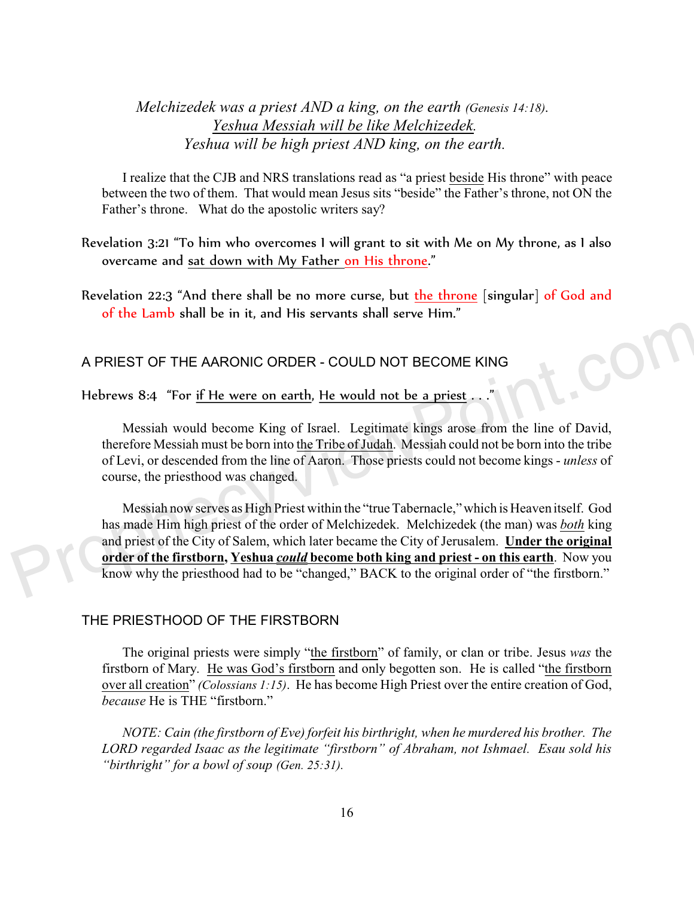*Melchizedek was a priest AND a king, on the earth (Genesis 14:18).*
*Yeshua Messiah will be like Melchizedek.*
*Yeshua will be high priest AND king, on the earth.*

I realize that the CJB and NRS translations read as "a priest beside His throne" with peace between the two of them. That would mean Jesus sits "beside" the Father's throne, not ON the Father's throne. What do the apostolic writers say?

Revelation 3:21 "To him who overcomes I will grant to sit with Me on My throne, as I also overcame and sat down with My Father on His throne."

Revelation 22:3 "And there shall be no more curse, but the throne [singular] of God and of the Lamb shall be in it, and His servants shall serve Him."

## A PRIEST OF THE AARONIC ORDER - COULD NOT BECOME KING

Hebrews 8:4 "For if He were on earth, He would not be a priest . . ."

Messiah would become King of Israel. Legitimate kings arose from the line of David, therefore Messiah must be born into the Tribe of Judah. Messiah could not be born into the tribe of Levi, or descended from the line of Aaron. Those priests could not become kings - *unless* of course, the priesthood was changed.

Messiah now serves as High Priest within the "true Tabernacle," which is Heaven itself. God has made Him high priest of the order of Melchizedek. Melchizedek (the man) was *both* king and priest of the City of Salem, which later became the City of Jerusalem. **Under the original order of the firstborn, Yeshua *could* become both king and priest - on this earth**. Now you know why the priesthood had to be "changed," BACK to the original order of "the firstborn."

## THE PRIESTHOOD OF THE FIRSTBORN

The original priests were simply "the firstborn" of family, or clan or tribe. Jesus *was* the firstborn of Mary. He was God's firstborn and only begotten son. He is called "the firstborn over all creation" *(Colossians 1:15)*. He has become High Priest over the entire creation of God, *because* He is THE "firstborn."

*NOTE: Cain (the firstborn of Eve) forfeit his birthright, when he murdered his brother. The LORD regarded Isaac as the legitimate "firstborn" of Abraham, not Ishmael. Esau sold his "birthright" for a bowl of soup (Gen. 25:31).*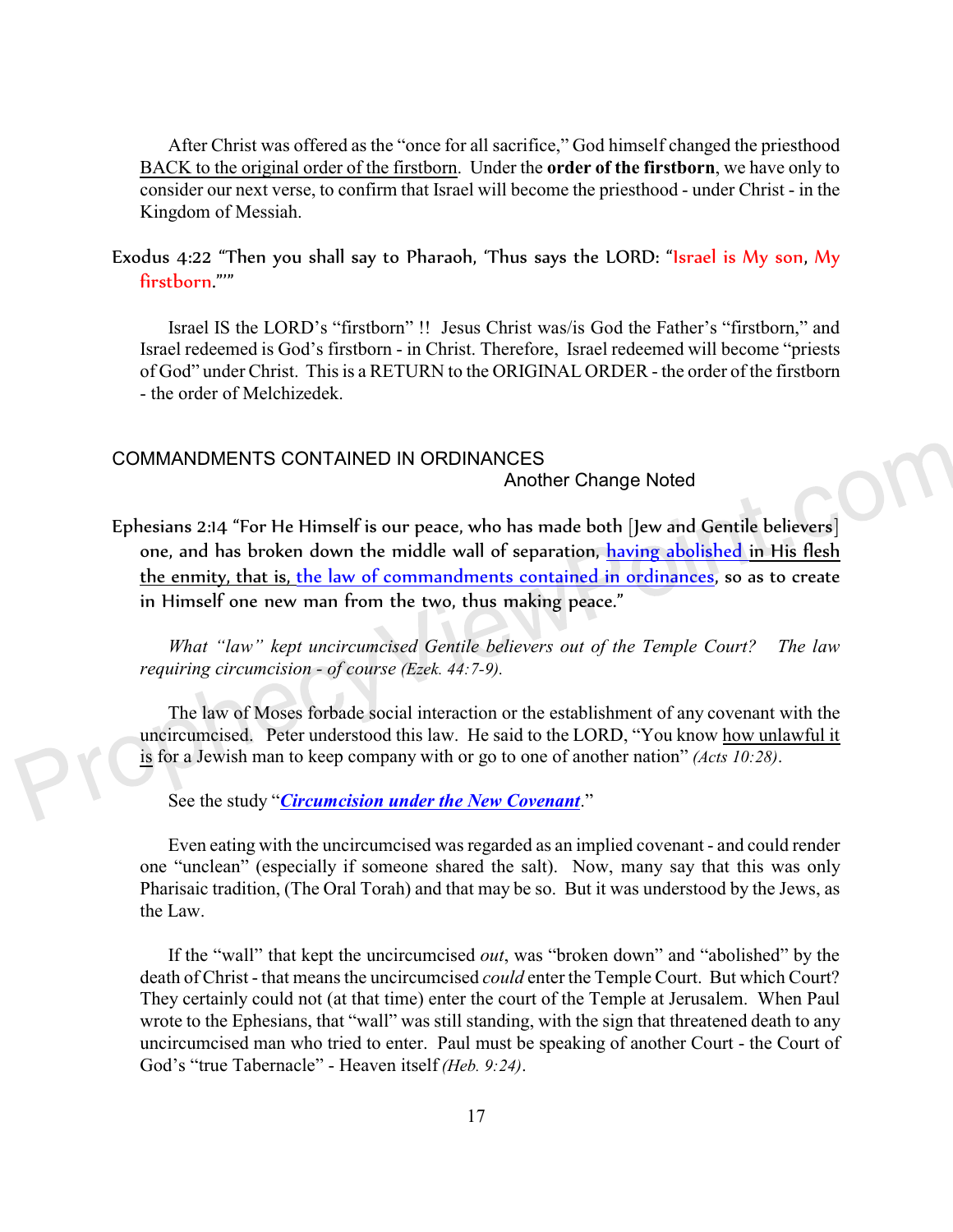After Christ was offered as the "once for all sacrifice," God himself changed the priesthood BACK to the original order of the firstborn. Under the **order of the firstborn**, we have only to consider our next verse, to confirm that Israel will become the priesthood - under Christ - in the Kingdom of Messiah.

Exodus 4:22 "Then you shall say to Pharaoh, 'Thus says the LORD: "Israel is My son, My firstborn."'"

Israel IS the LORD's "firstborn" !! Jesus Christ was/is God the Father's "firstborn," and Israel redeemed is God's firstborn - in Christ. Therefore, Israel redeemed will become "priests of God" under Christ. This is a RETURN to the ORIGINAL ORDER - the order of the firstborn - the order of Melchizedek.

## COMMANDMENTS CONTAINED IN ORDINANCES

### Another Change Noted

Ephesians 2:14 "For He Himself is our peace, who has made both [Jew and Gentile believers] one, and has broken down the middle wall of separation, having abolished in His flesh the enmity, that is, the law of commandments contained in ordinances, so as to create in Himself one new man from the two, thus making peace."

*What "law" kept uncircumcised Gentile believers out of the Temple Court? The law requiring circumcision - of course (Ezek. 44:7-9).*

The law of Moses forbade social interaction or the establishment of any covenant with the uncircumcised. Peter understood this law. He said to the LORD, "You know how unlawful it is for a Jewish man to keep company with or go to one of another nation" *(Acts 10:28)*.

See the study "***Circumcision under the New Covenant***."

Even eating with the uncircumcised was regarded as an implied covenant - and could render one "unclean" (especially if someone shared the salt). Now, many say that this was only Pharisaic tradition, (The Oral Torah) and that may be so. But it was understood by the Jews, as the Law.

If the "wall" that kept the uncircumcised *out*, was "broken down" and "abolished" by the death of Christ - that means the uncircumcised *could* enter the Temple Court. But which Court? They certainly could not (at that time) enter the court of the Temple at Jerusalem. When Paul wrote to the Ephesians, that "wall" was still standing, with the sign that threatened death to any uncircumcised man who tried to enter. Paul must be speaking of another Court - the Court of God's "true Tabernacle" - Heaven itself *(Heb. 9:24)*.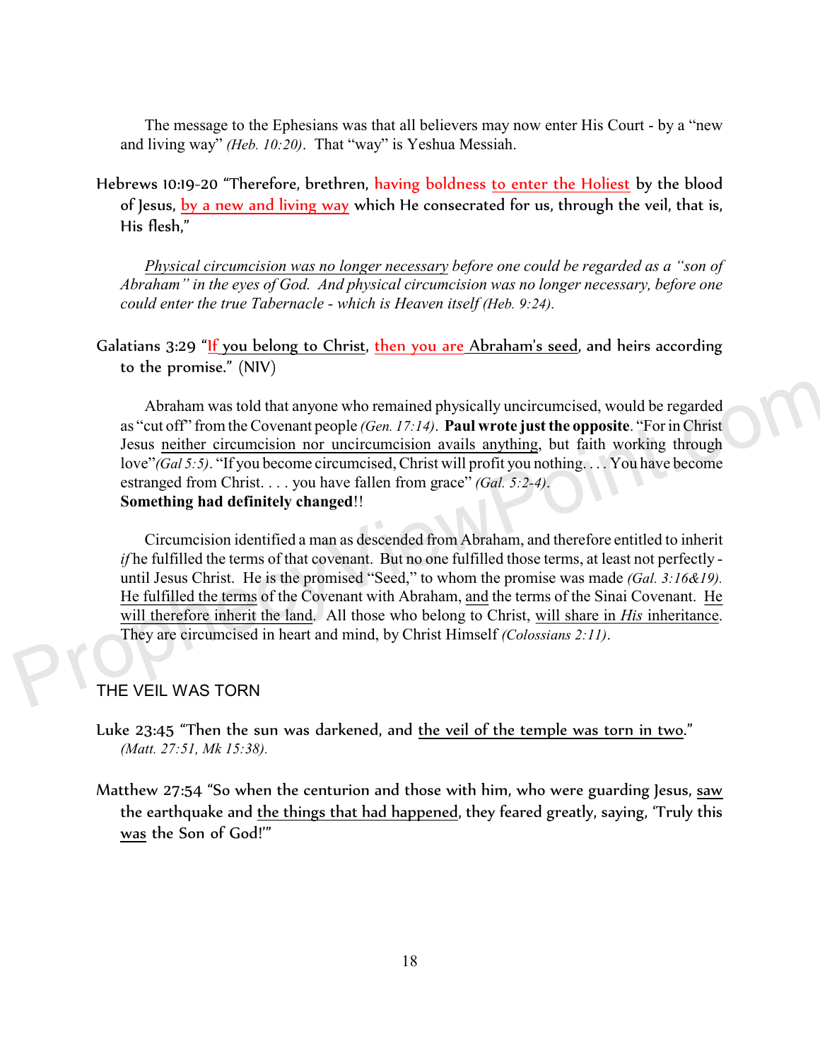The message to the Ephesians was that all believers may now enter His Court - by a "new and living way" *(Heb. 10:20)*. That "way" is Yeshua Messiah.

Hebrews 10:19-20 "Therefore, brethren, having boldness to enter the Holiest by the blood of Jesus, by a new and living way which He consecrated for us, through the veil, that is, His flesh,"

*Physical circumcision was no longer necessary before one could be regarded as a "son of Abraham" in the eyes of God. And physical circumcision was no longer necessary, before one could enter the true Tabernacle - which is Heaven itself (Heb. 9:24).*

Galatians 3:29 "If you belong to Christ, then you are Abraham's seed, and heirs according to the promise." (NIV)

Abraham was told that anyone who remained physically uncircumcised, would be regarded as "cut off" from the Covenant people *(Gen. 17:14)*. **Paul wrote just the opposite**. "For in Christ Jesus neither circumcision nor uncircumcision avails anything, but faith working through love"*(Gal 5:5)*. "If you become circumcised, Christ will profit you nothing. . . . You have become estranged from Christ. . . . you have fallen from grace" *(Gal. 5:2-4)*.
**Something had definitely changed**!!

Circumcision identified a man as descended from Abraham, and therefore entitled to inherit *if* he fulfilled the terms of that covenant. But no one fulfilled those terms, at least not perfectly - until Jesus Christ. He is the promised "Seed," to whom the promise was made *(Gal. 3:16&19)*. He fulfilled the terms of the Covenant with Abraham, and the terms of the Sinai Covenant. He will therefore inherit the land. All those who belong to Christ, will share in *His* inheritance. They are circumcised in heart and mind, by Christ Himself *(Colossians 2:11)*.

## THE VEIL WAS TORN

Luke 23:45 "Then the sun was darkened, and the veil of the temple was torn in two." *(Matt. 27:51, Mk 15:38).*

Matthew 27:54 "So when the centurion and those with him, who were guarding Jesus, saw the earthquake and the things that had happened, they feared greatly, saying, 'Truly this was the Son of God!'"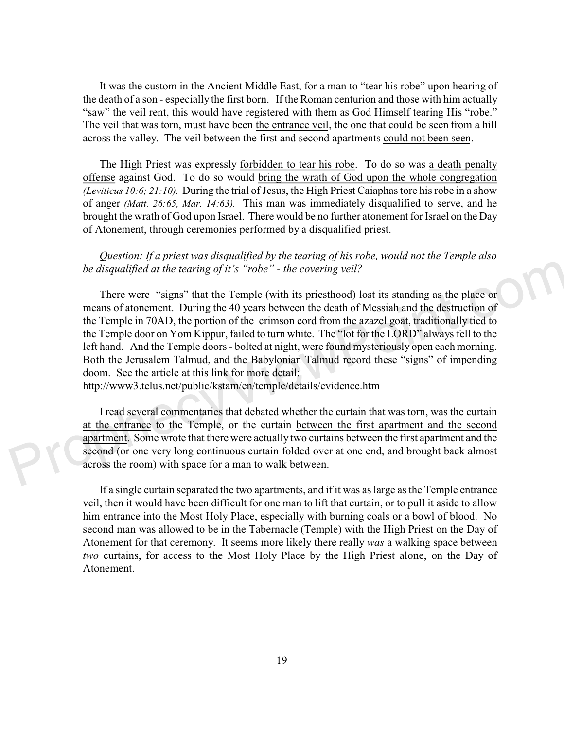It was the custom in the Ancient Middle East, for a man to "tear his robe" upon hearing of the death of a son - especially the first born. If the Roman centurion and those with him actually "saw" the veil rent, this would have registered with them as God Himself tearing His "robe." The veil that was torn, must have been <u>the entrance veil</u>, the one that could be seen from a hill across the valley. The veil between the first and second apartments <u>could not been seen</u>.

The High Priest was expressly <u>forbidden to tear his robe</u>. To do so was <u>a death penalty offense</u> against God. To do so would <u>bring the wrath of God upon the whole congregation</u> *(Leviticus 10:6; 21:10).* During the trial of Jesus, <u>the High Priest Caiaphas tore his robe</u> in a show of anger *(Matt. 26:65, Mar. 14:63).* This man was immediately disqualified to serve, and he brought the wrath of God upon Israel. There would be no further atonement for Israel on the Day of Atonement, through ceremonies performed by a disqualified priest.

*Question: If a priest was disqualified by the tearing of his robe, would not the Temple also be disqualified at the tearing of it's "robe" - the covering veil?*

There were "signs" that the Temple (with its priesthood) <u>lost its standing as the place or means of atonement</u>. During the 40 years between the death of Messiah and the destruction of the Temple in 70AD, the portion of the crimson cord from the azazel goat, traditionally tied to the Temple door on Yom Kippur, failed to turn white. The "lot for the LORD" always fell to the left hand. And the Temple doors - bolted at night, were found mysteriously open each morning. Both the Jerusalem Talmud, and the Babylonian Talmud record these "signs" of impending doom. See the article at this link for more detail:
http://www3.telus.net/public/kstam/en/temple/details/evidence.htm

I read several commentaries that debated whether the curtain that was torn, was the curtain <u>at the entrance</u> to the Temple, or the curtain <u>between the first apartment and the second apartment</u>. Some wrote that there were actually two curtains between the first apartment and the second (or one very long continuous curtain folded over at one end, and brought back almost across the room) with space for a man to walk between.

If a single curtain separated the two apartments, and if it was as large as the Temple entrance veil, then it would have been difficult for one man to lift that curtain, or to pull it aside to allow him entrance into the Most Holy Place, especially with burning coals or a bowl of blood. No second man was allowed to be in the Tabernacle (Temple) with the High Priest on the Day of Atonement for that ceremony. It seems more likely there really *was* a walking space between *two* curtains, for access to the Most Holy Place by the High Priest alone, on the Day of Atonement.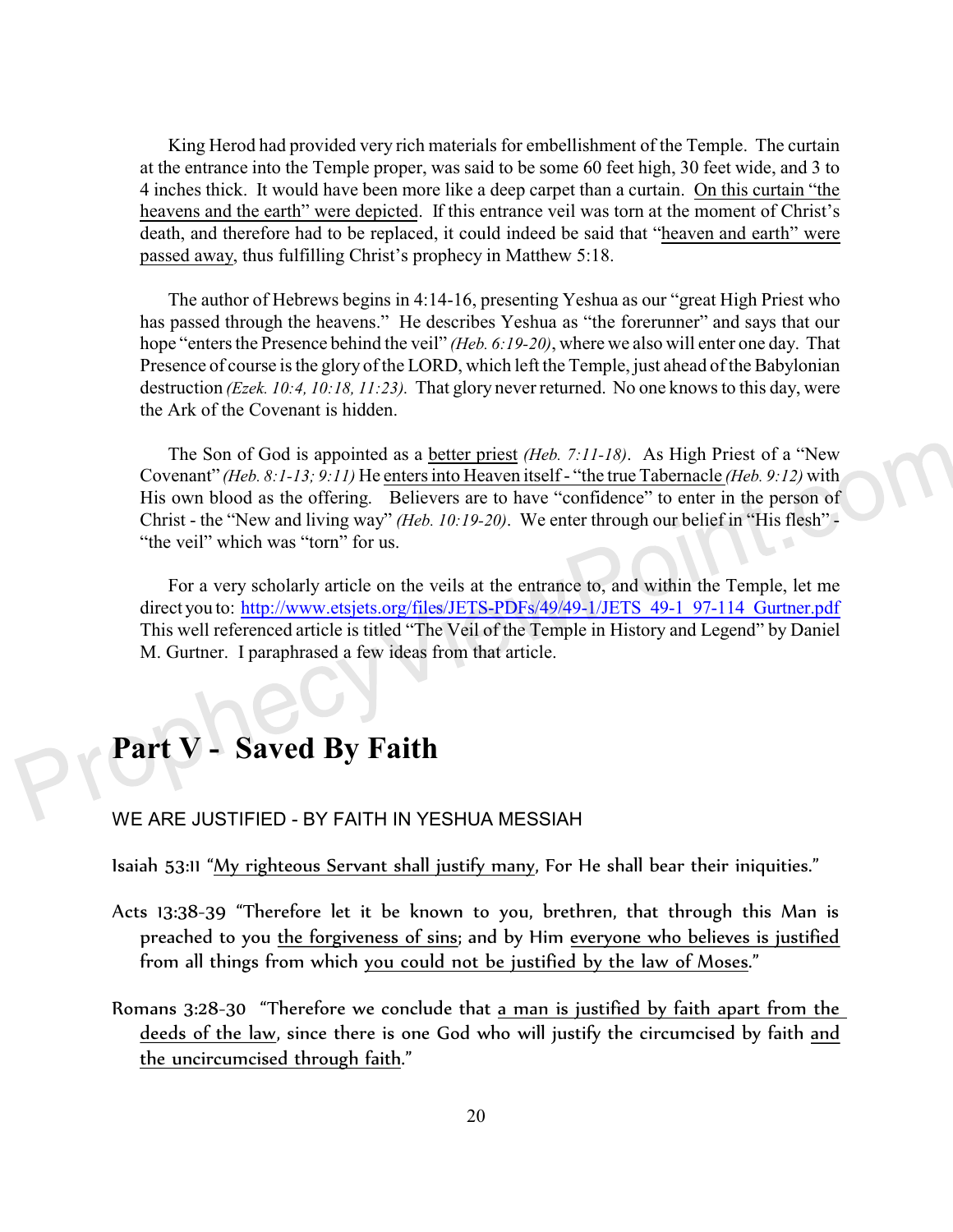King Herod had provided very rich materials for embellishment of the Temple. The curtain at the entrance into the Temple proper, was said to be some 60 feet high, 30 feet wide, and 3 to 4 inches thick. It would have been more like a deep carpet than a curtain. <u>On this curtain "the heavens and the earth" were depicted</u>. If this entrance veil was torn at the moment of Christ's death, and therefore had to be replaced, it could indeed be said that "<u>heaven and earth" were passed away</u>, thus fulfilling Christ's prophecy in Matthew 5:18.

The author of Hebrews begins in 4:14-16, presenting Yeshua as our "great High Priest who has passed through the heavens." He describes Yeshua as "the forerunner" and says that our hope "enters the Presence behind the veil" *(Heb. 6:19-20)*, where we also will enter one day. That Presence of course is the glory of the LORD, which left the Temple, just ahead of the Babylonian destruction *(Ezek. 10:4, 10:18, 11:23)*. That glory never returned. No one knows to this day, were the Ark of the Covenant is hidden.

The Son of God is appointed as a <u>better priest</u> *(Heb. 7:11-18)*. As High Priest of a "New Covenant" *(Heb. 8:1-13; 9:11)* He <u>enters into Heaven itself - "the true Tabernacle</u> *(Heb. 9:12)* with His own blood as the offering. Believers are to have "confidence" to enter in the person of Christ - the "New and living way" *(Heb. 10:19-20)*. We enter through our belief in "His flesh" - "the veil" which was "torn" for us.

For a very scholarly article on the veils at the entrance to, and within the Temple, let me direct you to: http://www.etsjets.org/files/JETS-PDFs/49/49-1/JETS 49-1 97-114 Gurtner.pdf This well referenced article is titled "The Veil of the Temple in History and Legend" by Daniel M. Gurtner. I paraphrased a few ideas from that article.

# Part V - Saved By Faith

## WE ARE JUSTIFIED - BY FAITH IN YESHUA MESSIAH

Isaiah 53:11 "<u>My righteous Servant shall justify many</u>, For He shall bear their iniquities."

Acts 13:38-39 "Therefore let it be known to you, brethren, that through this Man is preached to you <u>the forgiveness of sins</u>; and by Him <u>everyone who believes is justified</u> from all things from which <u>you could not be justified by the law of Moses</u>."

Romans 3:28-30 "Therefore we conclude that <u>a man is justified by faith apart from the deeds of the law</u>, since there is one God who will justify the circumcised by faith <u>and the uncircumcised through faith</u>."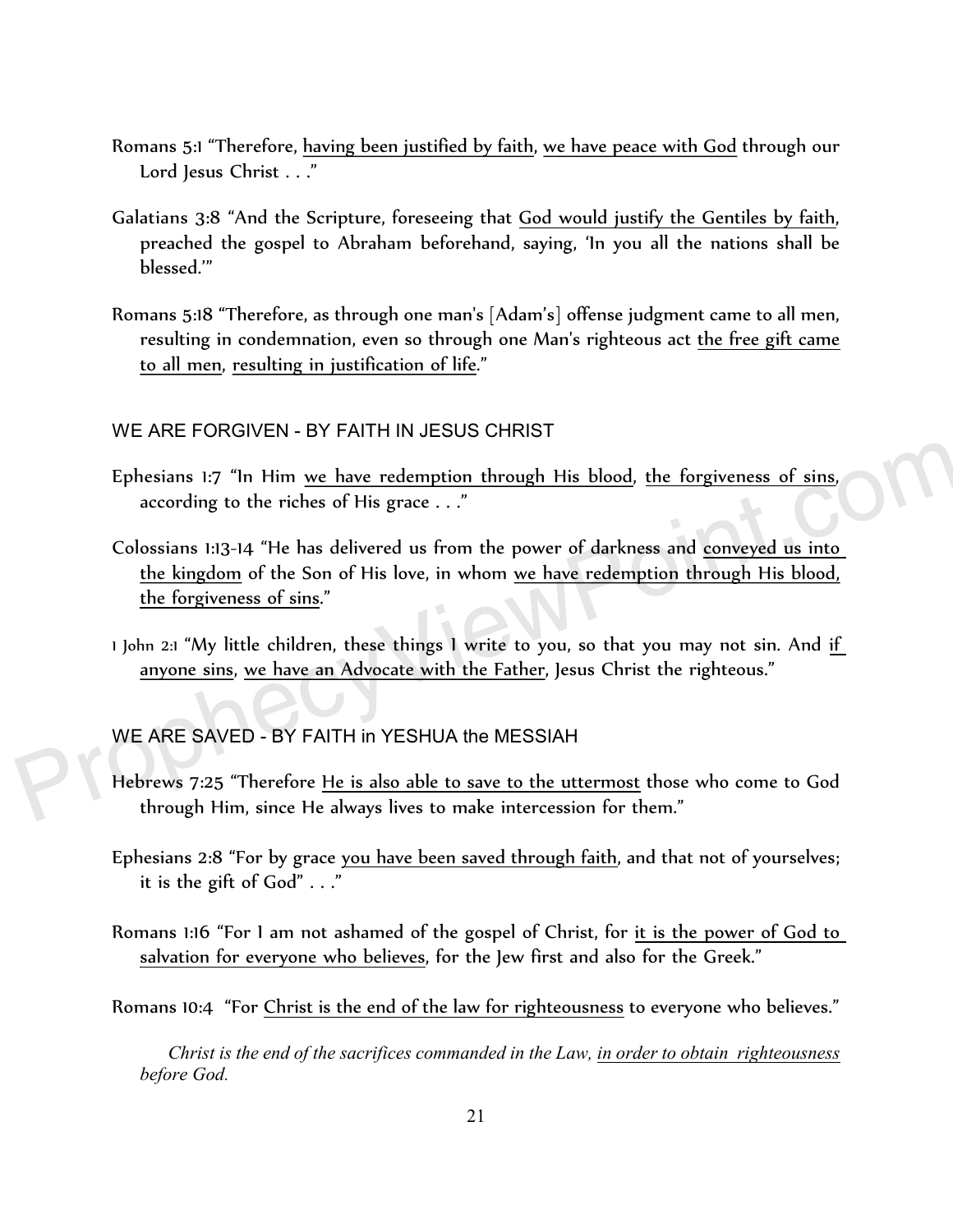Romans 5:1 "Therefore, having been justified by faith, we have peace with God through our Lord Jesus Christ . . ."

Galatians 3:8 "And the Scripture, foreseeing that God would justify the Gentiles by faith, preached the gospel to Abraham beforehand, saying, 'In you all the nations shall be blessed.'"

Romans 5:18 "Therefore, as through one man's [Adam's] offense judgment came to all men, resulting in condemnation, even so through one Man's righteous act the free gift came to all men, resulting in justification of life."

## WE ARE FORGIVEN - BY FAITH IN JESUS CHRIST

Ephesians 1:7 "In Him we have redemption through His blood, the forgiveness of sins, according to the riches of His grace . . ."

Colossians 1:13-14 "He has delivered us from the power of darkness and conveyed us into the kingdom of the Son of His love, in whom we have redemption through His blood, the forgiveness of sins."

1 John 2:1 "My little children, these things I write to you, so that you may not sin. And if anyone sins, we have an Advocate with the Father, Jesus Christ the righteous."

## WE ARE SAVED - BY FAITH in YESHUA the MESSIAH

Hebrews 7:25 "Therefore He is also able to save to the uttermost those who come to God through Him, since He always lives to make intercession for them."

Ephesians 2:8 "For by grace you have been saved through faith, and that not of yourselves; it is the gift of God" . . ."

Romans 1:16 "For I am not ashamed of the gospel of Christ, for it is the power of God to salvation for everyone who believes, for the Jew first and also for the Greek."

Romans 10:4 "For Christ is the end of the law for righteousness to everyone who believes."

*Christ is the end of the sacrifices commanded in the Law, in order to obtain righteousness before God.*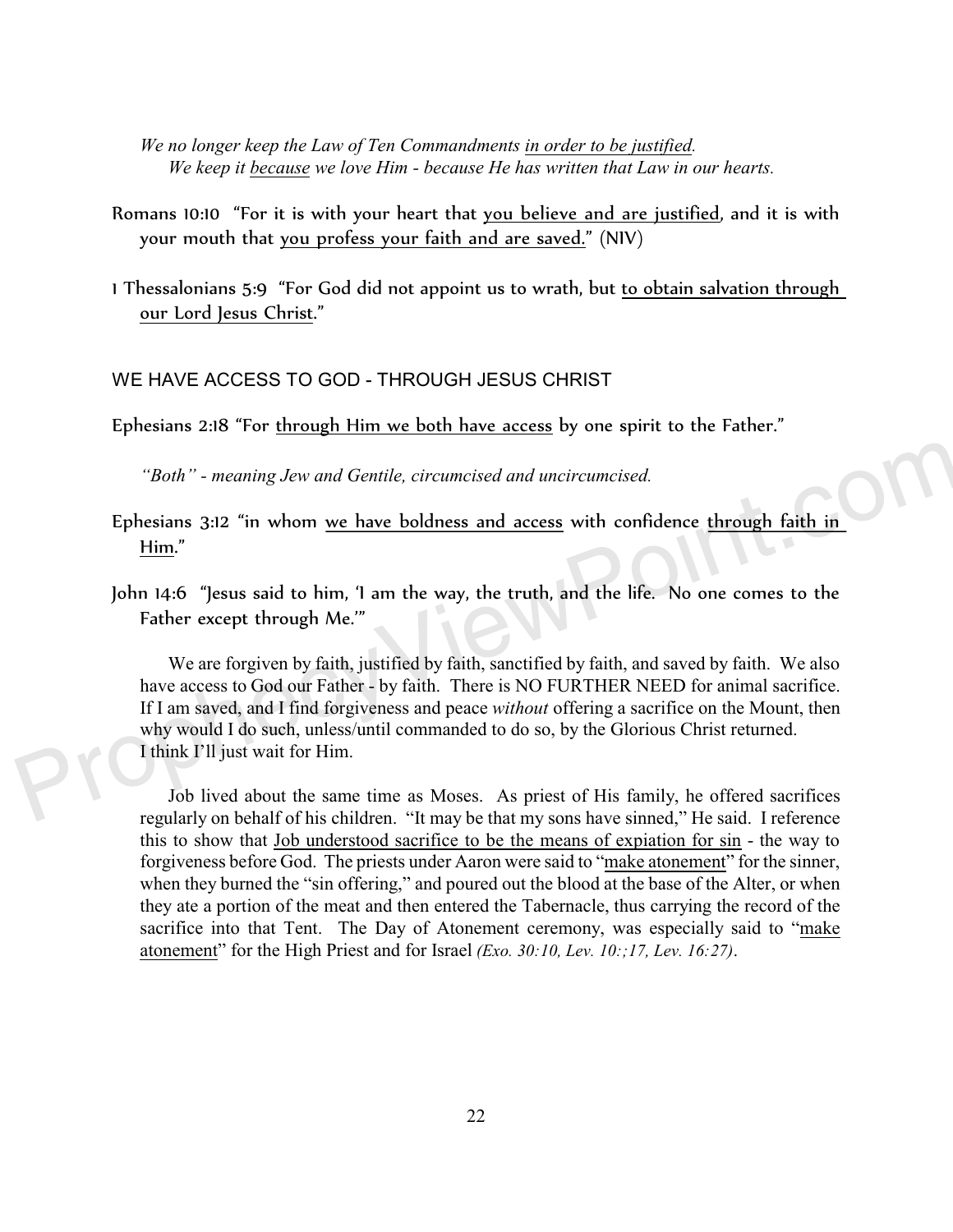*We no longer keep the Law of Ten Commandments <u>in order to be justified</u>.*
*We keep it <u>because</u> we love Him - because He has written that Law in our hearts.*

Romans 10:10 "For it is with your heart that <u>you believe and are justified</u>, and it is with your mouth that <u>you profess your faith and are saved.</u>" (NIV)

1 Thessalonians 5:9 "For God did not appoint us to wrath, but <u>to obtain salvation through our Lord Jesus Christ</u>."

## WE HAVE ACCESS TO GOD - THROUGH JESUS CHRIST

Ephesians 2:18 "For <u>through Him we both have access</u> by one spirit to the Father."

*"Both" - meaning Jew and Gentile, circumcised and uncircumcised.*

Ephesians 3:12 "in whom <u>we have boldness and access</u> with confidence <u>through faith in Him</u>."

John 14:6 "Jesus said to him, 'I am the way, the truth, and the life. No one comes to the Father except through Me.'"

We are forgiven by faith, justified by faith, sanctified by faith, and saved by faith. We also have access to God our Father - by faith. There is NO FURTHER NEED for animal sacrifice. If I am saved, and I find forgiveness and peace *without* offering a sacrifice on the Mount, then why would I do such, unless/until commanded to do so, by the Glorious Christ returned. I think I'll just wait for Him.

Job lived about the same time as Moses. As priest of His family, he offered sacrifices regularly on behalf of his children. "It may be that my sons have sinned," He said. I reference this to show that <u>Job understood sacrifice to be the means of expiation for sin</u> - the way to forgiveness before God. The priests under Aaron were said to "<u>make atonement</u>" for the sinner, when they burned the "sin offering," and poured out the blood at the base of the Alter, or when they ate a portion of the meat and then entered the Tabernacle, thus carrying the record of the sacrifice into that Tent. The Day of Atonement ceremony, was especially said to "<u>make atonement</u>" for the High Priest and for Israel *(Exo. 30:10, Lev. 10:;17, Lev. 16:27)*.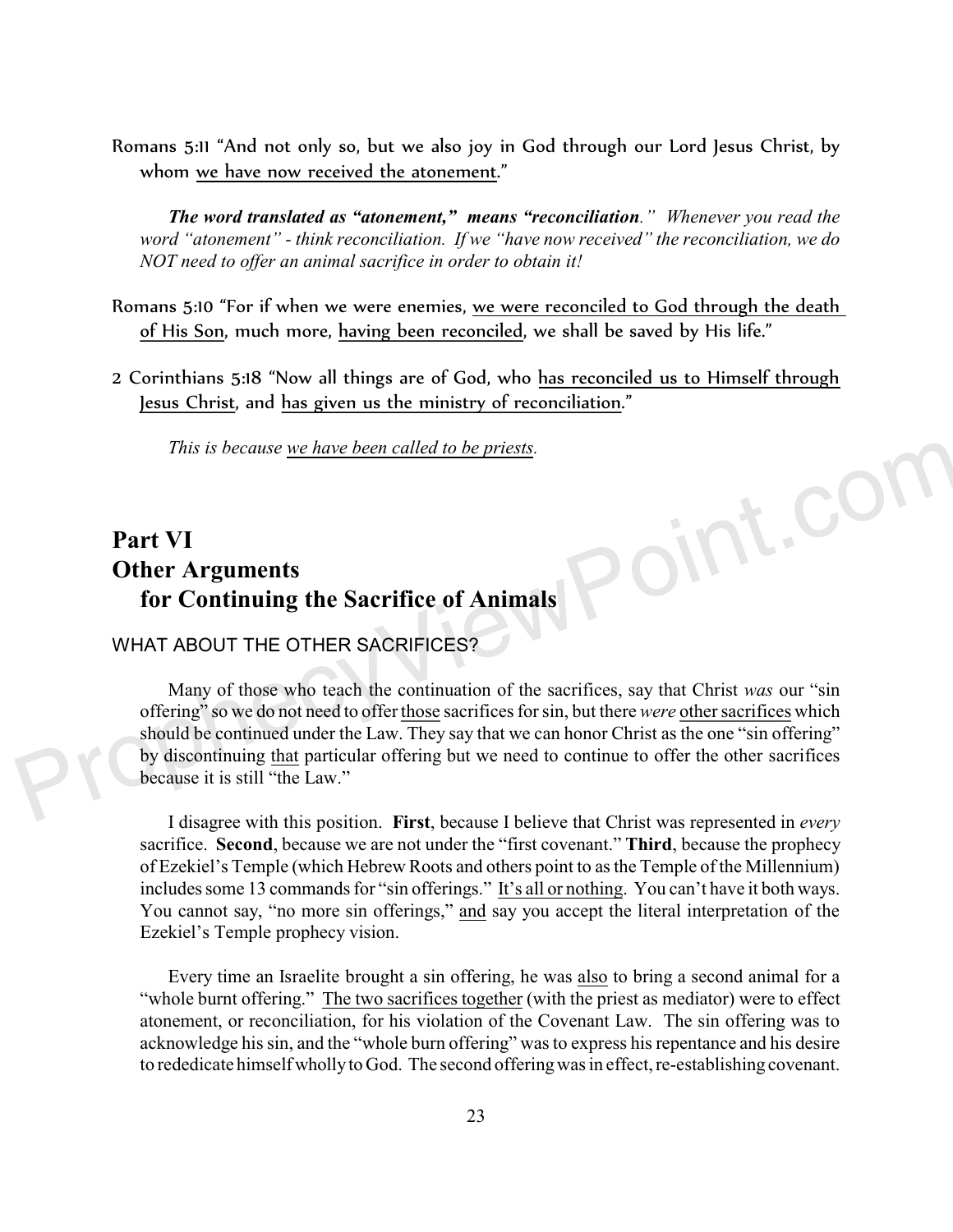Romans 5:11 "And not only so, but we also joy in God through our Lord Jesus Christ, by whom we have now received the atonement."

*The word translated as "atonement," means "reconciliation." Whenever you read the word "atonement" - think reconciliation. If we "have now received" the reconciliation, we do NOT need to offer an animal sacrifice in order to obtain it!*

Romans 5:10 "For if when we were enemies, we were reconciled to God through the death of His Son, much more, having been reconciled, we shall be saved by His life."

2 Corinthians 5:18 "Now all things are of God, who has reconciled us to Himself through Jesus Christ, and has given us the ministry of reconciliation."

*This is because we have been called to be priests.*

# Part VI
# Other Arguments for Continuing the Sacrifice of Animals

## WHAT ABOUT THE OTHER SACRIFICES?

Many of those who teach the continuation of the sacrifices, say that Christ *was* our "sin offering" so we do not need to offer those sacrifices for sin, but there *were* other sacrifices which should be continued under the Law. They say that we can honor Christ as the one "sin offering" by discontinuing that particular offering but we need to continue to offer the other sacrifices because it is still "the Law."

I disagree with this position. **First**, because I believe that Christ was represented in *every* sacrifice. **Second**, because we are not under the "first covenant." **Third**, because the prophecy of Ezekiel's Temple (which Hebrew Roots and others point to as the Temple of the Millennium) includes some 13 commands for "sin offerings." It's all or nothing. You can't have it both ways. You cannot say, "no more sin offerings," and say you accept the literal interpretation of the Ezekiel's Temple prophecy vision.

Every time an Israelite brought a sin offering, he was also to bring a second animal for a "whole burnt offering." The two sacrifices together (with the priest as mediator) were to effect atonement, or reconciliation, for his violation of the Covenant Law. The sin offering was to acknowledge his sin, and the "whole burn offering" was to express his repentance and his desire to rededicate himself wholly to God. The second offering was in effect, re-establishing covenant.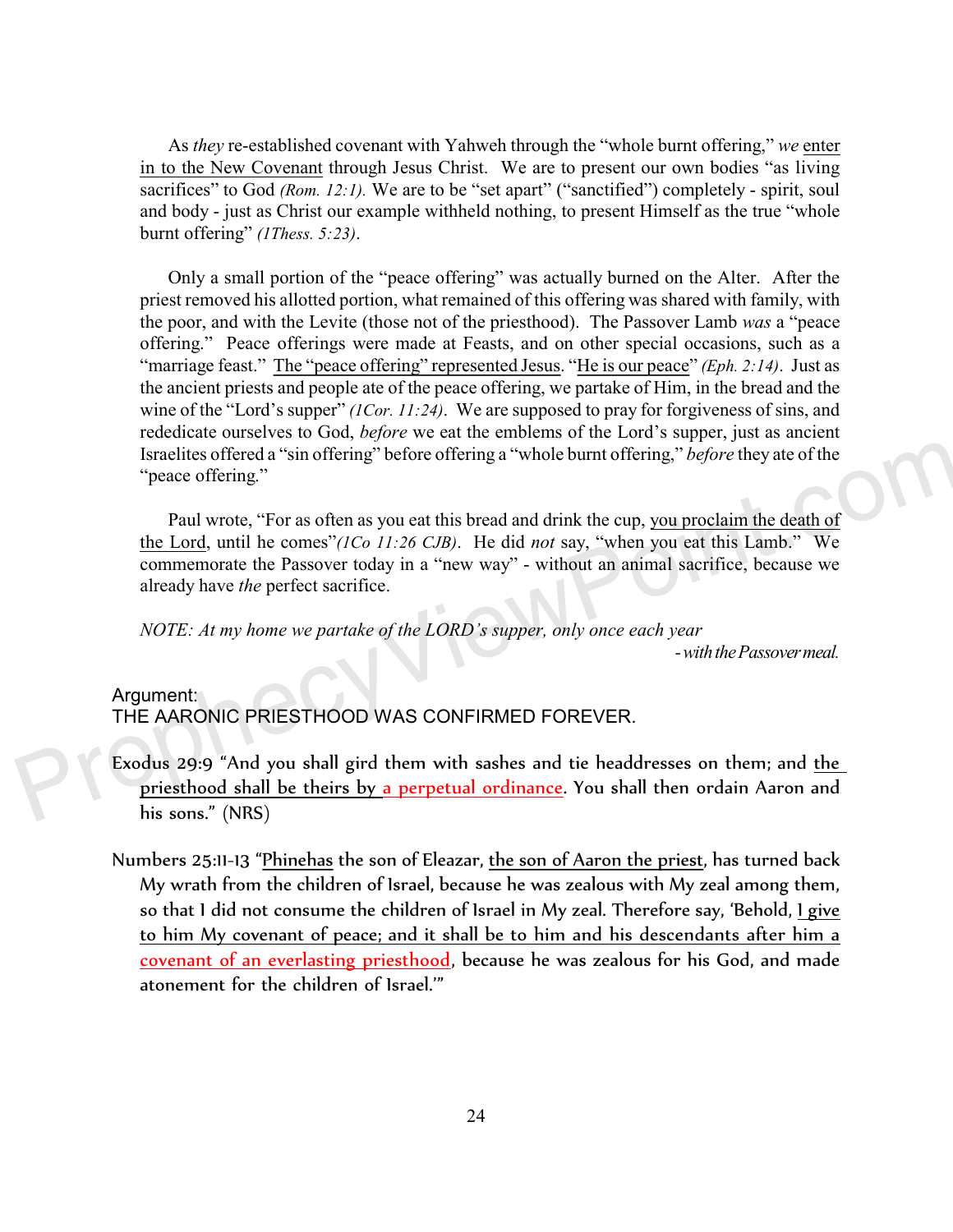As *they* re-established covenant with Yahweh through the "whole burnt offering," *we* enter in to the New Covenant through Jesus Christ. We are to present our own bodies "as living sacrifices" to God *(Rom. 12:1).* We are to be "set apart" ("sanctified") completely - spirit, soul and body - just as Christ our example withheld nothing, to present Himself as the true "whole burnt offering" *(1Thess. 5:23)*.

Only a small portion of the "peace offering" was actually burned on the Alter. After the priest removed his allotted portion, what remained of this offering was shared with family, with the poor, and with the Levite (those not of the priesthood). The Passover Lamb *was* a "peace offering." Peace offerings were made at Feasts, and on other special occasions, such as a "marriage feast." The "peace offering" represented Jesus. "He is our peace" *(Eph. 2:14)*. Just as the ancient priests and people ate of the peace offering, we partake of Him, in the bread and the wine of the "Lord's supper" *(1Cor. 11:24)*. We are supposed to pray for forgiveness of sins, and rededicate ourselves to God, *before* we eat the emblems of the Lord's supper, just as ancient Israelites offered a "sin offering" before offering a "whole burnt offering," *before* they ate of the "peace offering."

Paul wrote, "For as often as you eat this bread and drink the cup, you proclaim the death of the Lord, until he comes"*(1Co 11:26 CJB)*. He did *not* say, "when you eat this Lamb." We commemorate the Passover today in a "new way" - without an animal sacrifice, because we already have *the* perfect sacrifice.

*NOTE: At my home we partake of the LORD's supper, only once each year*
*- with the Passover meal.*

Argument:
THE AARONIC PRIESTHOOD WAS CONFIRMED FOREVER.

Exodus 29:9 "And you shall gird them with sashes and tie headdresses on them; and the priesthood shall be theirs by a perpetual ordinance. You shall then ordain Aaron and his sons." (NRS)

Numbers 25:11-13 "Phinehas the son of Eleazar, the son of Aaron the priest, has turned back My wrath from the children of Israel, because he was zealous with My zeal among them, so that I did not consume the children of Israel in My zeal. Therefore say, 'Behold, I give to him My covenant of peace; and it shall be to him and his descendants after him a covenant of an everlasting priesthood, because he was zealous for his God, and made atonement for the children of Israel.'"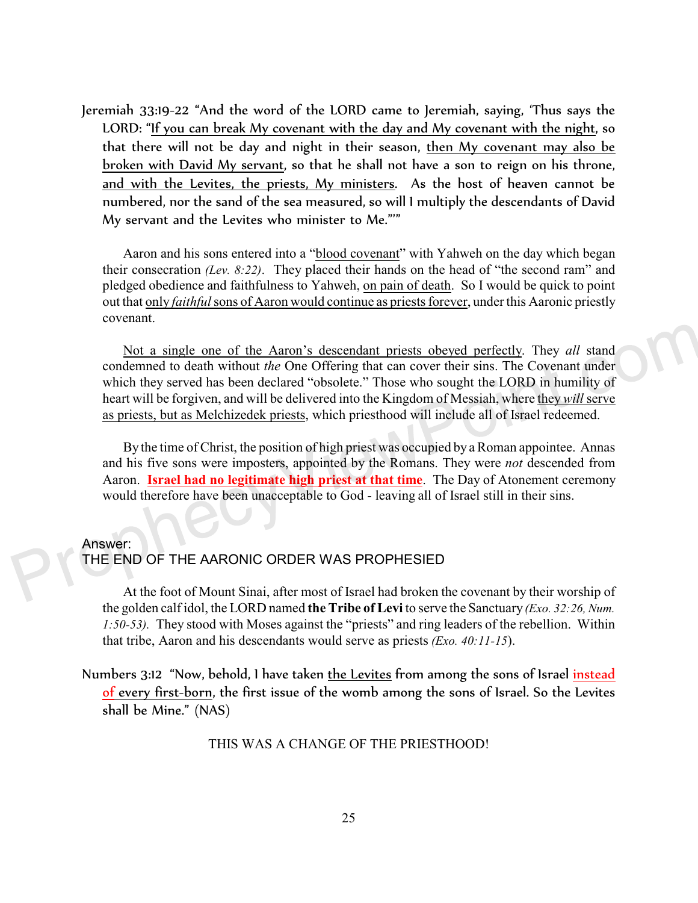Jeremiah 33:19-22 "And the word of the LORD came to Jeremiah, saying, 'Thus says the LORD: "If you can break My covenant with the day and My covenant with the night, so that there will not be day and night in their season, then My covenant may also be broken with David My servant, so that he shall not have a son to reign on his throne, and with the Levites, the priests, My ministers. As the host of heaven cannot be numbered, nor the sand of the sea measured, so will I multiply the descendants of David My servant and the Levites who minister to Me."'"

Aaron and his sons entered into a "blood covenant" with Yahweh on the day which began their consecration *(Lev. 8:22)*. They placed their hands on the head of "the second ram" and pledged obedience and faithfulness to Yahweh, on pain of death. So I would be quick to point out that only *faithful* sons of Aaron would continue as priests forever, under this Aaronic priestly covenant.

Not a single one of the Aaron's descendant priests obeyed perfectly. They *all* stand condemned to death without *the* One Offering that can cover their sins. The Covenant under which they served has been declared "obsolete." Those who sought the LORD in humility of heart will be forgiven, and will be delivered into the Kingdom of Messiah, where they *will* serve as priests, but as Melchizedek priests, which priesthood will include all of Israel redeemed.

By the time of Christ, the position of high priest was occupied by a Roman appointee. Annas and his five sons were imposters, appointed by the Romans. They were *not* descended from Aaron. **Israel had no legitimate high priest at that time**. The Day of Atonement ceremony would therefore have been unacceptable to God - leaving all of Israel still in their sins.

## Answer:
## THE END OF THE AARONIC ORDER WAS PROPHESIED

At the foot of Mount Sinai, after most of Israel had broken the covenant by their worship of the golden calf idol, the LORD named **the Tribe of Levi** to serve the Sanctuary *(Exo. 32:26, Num. 1:50-53)*. They stood with Moses against the "priests" and ring leaders of the rebellion. Within that tribe, Aaron and his descendants would serve as priests *(Exo. 40:11-15)*.

Numbers 3:12 "Now, behold, I have taken the Levites from among the sons of Israel instead of every first-born, the first issue of the womb among the sons of Israel. So the Levites shall be Mine." (NAS)

THIS WAS A CHANGE OF THE PRIESTHOOD!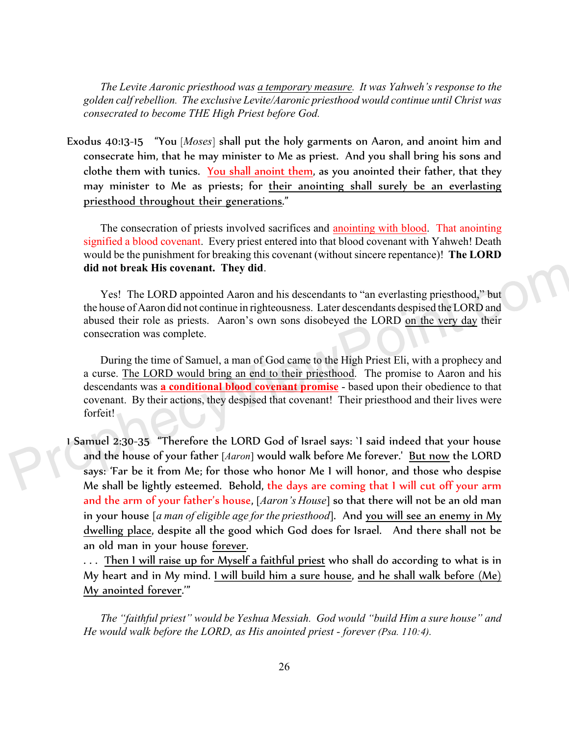*The Levite Aaronic priesthood was a temporary measure. It was Yahweh's response to the golden calf rebellion. The exclusive Levite/Aaronic priesthood would continue until Christ was consecrated to become THE High Priest before God.*

Exodus 40:13-15 "You [*Moses*] shall put the holy garments on Aaron, and anoint him and consecrate him, that he may minister to Me as priest. And you shall bring his sons and clothe them with tunics. You shall anoint them, as you anointed their father, that they may minister to Me as priests; for their anointing shall surely be an everlasting priesthood throughout their generations."

The consecration of priests involved sacrifices and anointing with blood. That anointing signified a blood covenant. Every priest entered into that blood covenant with Yahweh! Death would be the punishment for breaking this covenant (without sincere repentance)! **The LORD did not break His covenant. They did**.

Yes! The LORD appointed Aaron and his descendants to "an everlasting priesthood," but the house of Aaron did not continue in righteousness. Later descendants despised the LORD and abused their role as priests. Aaron's own sons disobeyed the LORD on the very day their consecration was complete.

During the time of Samuel, a man of God came to the High Priest Eli, with a prophecy and a curse. The LORD would bring an end to their priesthood. The promise to Aaron and his descendants was **a conditional blood covenant promise** - based upon their obedience to that covenant. By their actions, they despised that covenant! Their priesthood and their lives were forfeit!

1 Samuel 2:30-35 "Therefore the LORD God of Israel says: 'I said indeed that your house and the house of your father [*Aaron*] would walk before Me forever.' But now the LORD says: 'Far be it from Me; for those who honor Me I will honor, and those who despise Me shall be lightly esteemed. Behold, the days are coming that I will cut off your arm and the arm of your father's house, [*Aaron's House*] so that there will not be an old man in your house [*a man of eligible age for the priesthood*]. And you will see an enemy in My dwelling place, despite all the good which God does for Israel. And there shall not be an old man in your house forever.
. . . Then I will raise up for Myself a faithful priest who shall do according to what is in My heart and in My mind. I will build him a sure house, and he shall walk before (Me) My anointed forever.'"

*The "faithful priest" would be Yeshua Messiah. God would "build Him a sure house" and He would walk before the LORD, as His anointed priest - forever (Psa. 110:4).*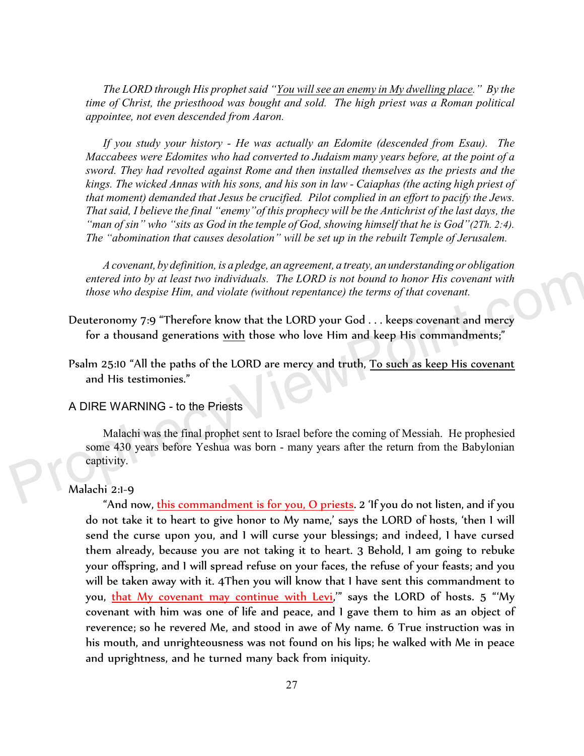*The LORD through His prophet said "You will see an enemy in My dwelling place." By the time of Christ, the priesthood was bought and sold. The high priest was a Roman political appointee, not even descended from Aaron.*

*If you study your history - He was actually an Edomite (descended from Esau). The Maccabees were Edomites who had converted to Judaism many years before, at the point of a sword. They had revolted against Rome and then installed themselves as the priests and the kings. The wicked Annas with his sons, and his son in law - Caiaphas (the acting high priest of that moment) demanded that Jesus be crucified. Pilot complied in an effort to pacify the Jews. That said, I believe the final "enemy" of this prophecy will be the Antichrist of the last days, the "man of sin" who "sits as God in the temple of God, showing himself that he is God" (2Th. 2:4). The "abomination that causes desolation" will be set up in the rebuilt Temple of Jerusalem.*

*A covenant, by definition, is a pledge, an agreement, a treaty, an understanding or obligation entered into by at least two individuals. The LORD is not bound to honor His covenant with those who despise Him, and violate (without repentance) the terms of that covenant.*

Deuteronomy 7:9 "Therefore know that the LORD your God . . . keeps covenant and mercy for a thousand generations with those who love Him and keep His commandments;"

Psalm 25:10 "All the paths of the LORD are mercy and truth, To such as keep His covenant and His testimonies."

## A DIRE WARNING - to the Priests

Malachi was the final prophet sent to Israel before the coming of Messiah. He prophesied some 430 years before Yeshua was born - many years after the return from the Babylonian captivity.

Malachi 2:1-9

"And now, this commandment is for you, O priests. 2 'If you do not listen, and if you do not take it to heart to give honor to My name,' says the LORD of hosts, 'then I will send the curse upon you, and I will curse your blessings; and indeed, I have cursed them already, because you are not taking it to heart. 3 Behold, I am going to rebuke your offspring, and I will spread refuse on your faces, the refuse of your feasts; and you will be taken away with it. 4 Then you will know that I have sent this commandment to you, that My covenant may continue with Levi,'" says the LORD of hosts. 5 "'My covenant with him was one of life and peace, and I gave them to him as an object of reverence; so he revered Me, and stood in awe of My name. 6 True instruction was in his mouth, and unrighteousness was not found on his lips; he walked with Me in peace and uprightness, and he turned many back from iniquity.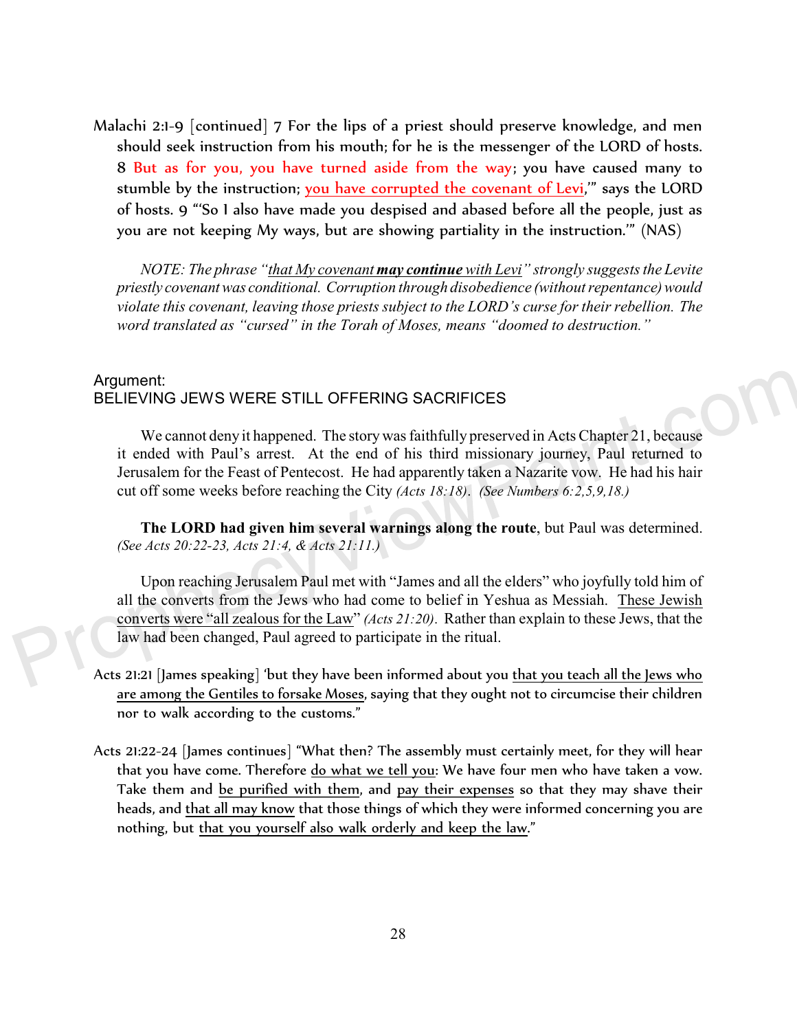Malachi 2:1-9 [continued] 7 For the lips of a priest should preserve knowledge, and men should seek instruction from his mouth; for he is the messenger of the LORD of hosts. 8 But as for you, you have turned aside from the way; you have caused many to stumble by the instruction; <u>you have corrupted the covenant of Levi</u>,'" says the LORD of hosts. 9 "'So I also have made you despised and abased before all the people, just as you are not keeping My ways, but are showing partiality in the instruction.'" (NAS)

*NOTE: The phrase "<u>that My covenant **may continue** with Levi</u>" strongly suggests the Levite priestly covenant was conditional. Corruption through disobedience (without repentance) would violate this covenant, leaving those priests subject to the LORD's curse for their rebellion. The word translated as "cursed" in the Torah of Moses, means "doomed to destruction."*

## Argument:
## BELIEVING JEWS WERE STILL OFFERING SACRIFICES

We cannot deny it happened. The story was faithfully preserved in Acts Chapter 21, because it ended with Paul's arrest. At the end of his third missionary journey, Paul returned to Jerusalem for the Feast of Pentecost. He had apparently taken a Nazarite vow. He had his hair cut off some weeks before reaching the City *(Acts 18:18)*. *(See Numbers 6:2,5,9,18.)*

**The LORD had given him several warnings along the route**, but Paul was determined. *(See Acts 20:22-23, Acts 21:4, & Acts 21:11.)*

Upon reaching Jerusalem Paul met with "James and all the elders" who joyfully told him of all the converts from the Jews who had come to belief in Yeshua as Messiah. <u>These Jewish converts were "all zealous for the Law</u>" *(Acts 21:20)*. Rather than explain to these Jews, that the law had been changed, Paul agreed to participate in the ritual.

Acts 21:21 [James speaking] 'but they have been informed about you <u>that you teach all the Jews who are among the Gentiles to forsake Moses</u>, saying that they ought not to circumcise their children nor to walk according to the customs."

Acts 21:22-24 [James continues] "What then? The assembly must certainly meet, for they will hear that you have come. Therefore <u>do what we tell you</u>: We have four men who have taken a vow. Take them and <u>be purified with them</u>, and <u>pay their expenses</u> so that they may shave their heads, and <u>that all may know</u> that those things of which they were informed concerning you are nothing, but <u>that you yourself also walk orderly and keep the law</u>."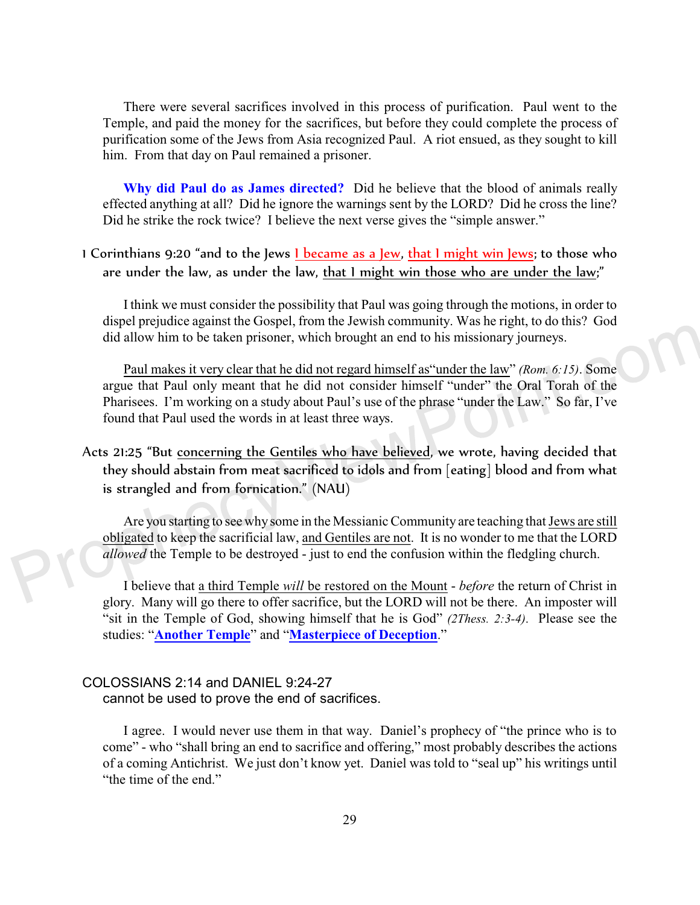There were several sacrifices involved in this process of purification. Paul went to the Temple, and paid the money for the sacrifices, but before they could complete the process of purification some of the Jews from Asia recognized Paul. A riot ensued, as they sought to kill him. From that day on Paul remained a prisoner.

**Why did Paul do as James directed?** Did he believe that the blood of animals really effected anything at all? Did he ignore the warnings sent by the LORD? Did he cross the line? Did he strike the rock twice? I believe the next verse gives the "simple answer."

1 Corinthians 9:20 "and to the Jews I became as a Jew, that I might win Jews; to those who are under the law, as under the law, that I might win those who are under the law;"

I think we must consider the possibility that Paul was going through the motions, in order to dispel prejudice against the Gospel, from the Jewish community. Was he right, to do this? God did allow him to be taken prisoner, which brought an end to his missionary journeys.

Paul makes it very clear that he did not regard himself as "under the law" *(Rom. 6:15)*. Some argue that Paul only meant that he did not consider himself "under" the Oral Torah of the Pharisees. I'm working on a study about Paul's use of the phrase "under the Law." So far, I've found that Paul used the words in at least three ways.

Acts 21:25 "But concerning the Gentiles who have believed, we wrote, having decided that they should abstain from meat sacrificed to idols and from [eating] blood and from what is strangled and from fornication." (NAU)

Are you starting to see why some in the Messianic Community are teaching that Jews are still obligated to keep the sacrificial law, and Gentiles are not. It is no wonder to me that the LORD *allowed* the Temple to be destroyed - just to end the confusion within the fledgling church.

I believe that a third Temple *will* be restored on the Mount - *before* the return of Christ in glory. Many will go there to offer sacrifice, but the LORD will not be there. An imposter will "sit in the Temple of God, showing himself that he is God" *(2Thess. 2:3-4)*. Please see the studies: "**Another Temple**" and "**Masterpiece of Deception**."

COLOSSIANS 2:14 and DANIEL 9:24-27
cannot be used to prove the end of sacrifices.

I agree. I would never use them in that way. Daniel's prophecy of "the prince who is to come" - who "shall bring an end to sacrifice and offering," most probably describes the actions of a coming Antichrist. We just don't know yet. Daniel was told to "seal up" his writings until "the time of the end."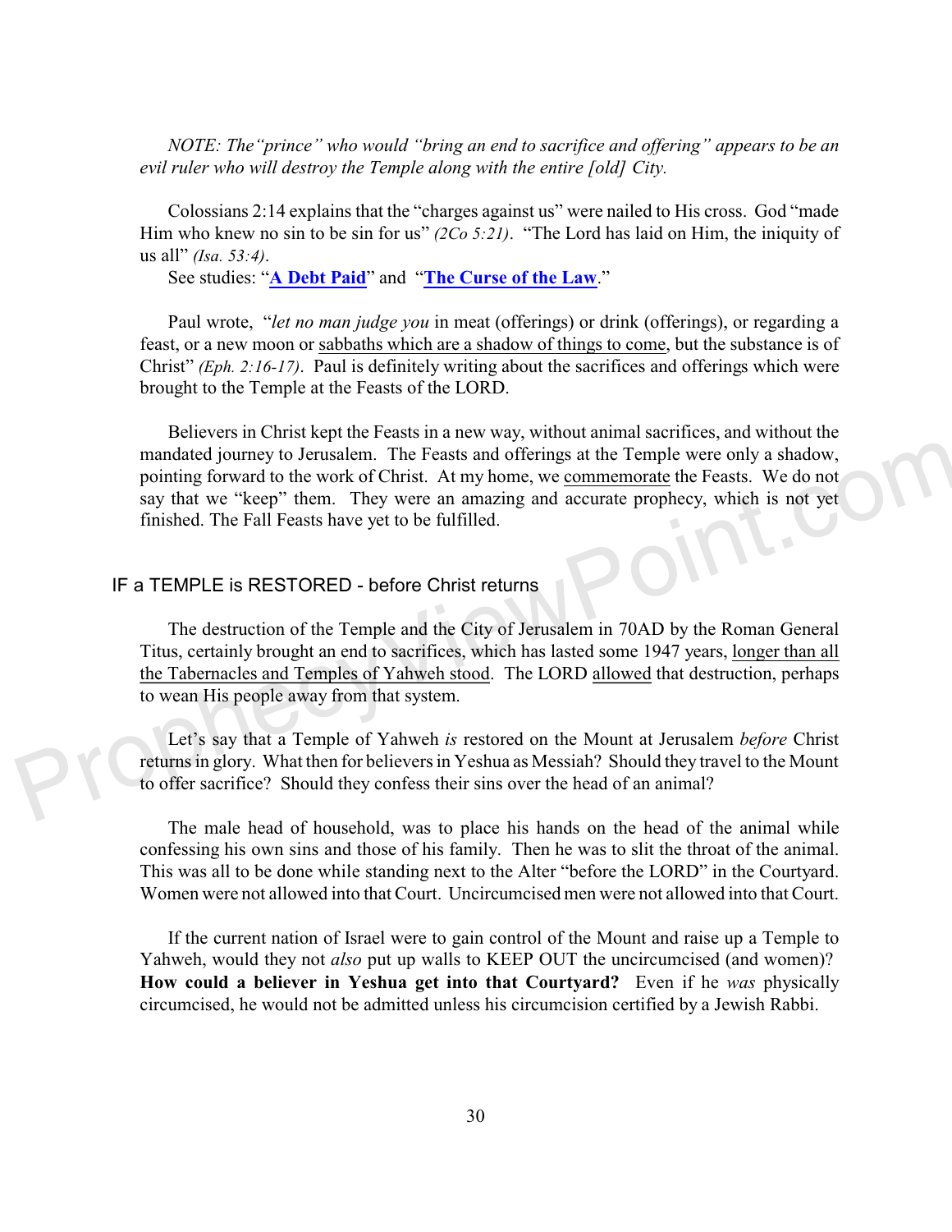*NOTE: The "prince" who would "bring an end to sacrifice and offering" appears to be an evil ruler who will destroy the Temple along with the entire [old] City.*

Colossians 2:14 explains that the "charges against us" were nailed to His cross. God "made Him who knew no sin to be sin for us" *(2Co 5:21)*. "The Lord has laid on Him, the iniquity of us all" *(Isa. 53:4)*.

See studies: "**A Debt Paid**" and "**The Curse of the Law**."

Paul wrote, "*let no man judge you* in meat (offerings) or drink (offerings), or regarding a feast, or a new moon or sabbaths which are a shadow of things to come, but the substance is of Christ" *(Eph. 2:16-17)*. Paul is definitely writing about the sacrifices and offerings which were brought to the Temple at the Feasts of the LORD.

Believers in Christ kept the Feasts in a new way, without animal sacrifices, and without the mandated journey to Jerusalem. The Feasts and offerings at the Temple were only a shadow, pointing forward to the work of Christ. At my home, we commemorate the Feasts. We do not say that we "keep" them. They were an amazing and accurate prophecy, which is not yet finished. The Fall Feasts have yet to be fulfilled.

## IF a TEMPLE is RESTORED - before Christ returns

The destruction of the Temple and the City of Jerusalem in 70AD by the Roman General Titus, certainly brought an end to sacrifices, which has lasted some 1947 years, longer than all the Tabernacles and Temples of Yahweh stood. The LORD allowed that destruction, perhaps to wean His people away from that system.

Let's say that a Temple of Yahweh *is* restored on the Mount at Jerusalem *before* Christ returns in glory. What then for believers in Yeshua as Messiah? Should they travel to the Mount to offer sacrifice? Should they confess their sins over the head of an animal?

The male head of household, was to place his hands on the head of the animal while confessing his own sins and those of his family. Then he was to slit the throat of the animal. This was all to be done while standing next to the Alter "before the LORD" in the Courtyard. Women were not allowed into that Court. Uncircumcised men were not allowed into that Court.

If the current nation of Israel were to gain control of the Mount and raise up a Temple to Yahweh, would they not *also* put up walls to KEEP OUT the uncircumcised (and women)? **How could a believer in Yeshua get into that Courtyard?** Even if he *was* physically circumcised, he would not be admitted unless his circumcision certified by a Jewish Rabbi.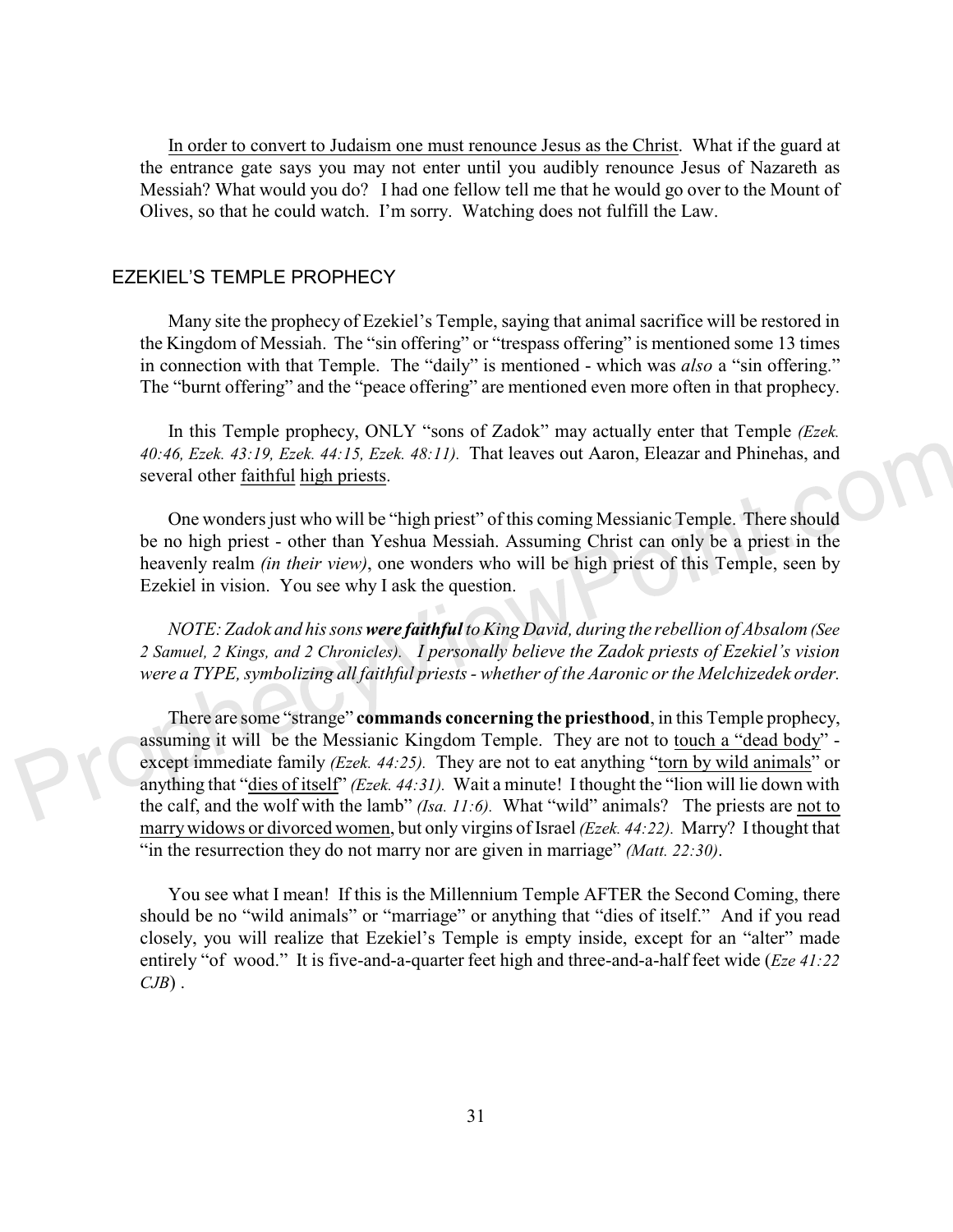<u>In order to convert to Judaism one must renounce Jesus as the Christ</u>. What if the guard at the entrance gate says you may not enter until you audibly renounce Jesus of Nazareth as Messiah? What would you do? I had one fellow tell me that he would go over to the Mount of Olives, so that he could watch. I'm sorry. Watching does not fulfill the Law.

## EZEKIEL'S TEMPLE PROPHECY

Many site the prophecy of Ezekiel's Temple, saying that animal sacrifice will be restored in the Kingdom of Messiah. The "sin offering" or "trespass offering" is mentioned some 13 times in connection with that Temple. The "daily" is mentioned - which was *also* a "sin offering." The "burnt offering" and the "peace offering" are mentioned even more often in that prophecy.

In this Temple prophecy, ONLY "sons of Zadok" may actually enter that Temple *(Ezek. 40:46, Ezek. 43:19, Ezek. 44:15, Ezek. 48:11).* That leaves out Aaron, Eleazar and Phinehas, and several other <u>faithful</u> <u>high priests</u>.

One wonders just who will be "high priest" of this coming Messianic Temple. There should be no high priest - other than Yeshua Messiah. Assuming Christ can only be a priest in the heavenly realm *(in their view)*, one wonders who will be high priest of this Temple, seen by Ezekiel in vision. You see why I ask the question.

*NOTE: Zadok and his sons **were faithful** to King David, during the rebellion of Absalom (See 2 Samuel, 2 Kings, and 2 Chronicles). I personally believe the Zadok priests of Ezekiel's vision were a TYPE, symbolizing all faithful priests - whether of the Aaronic or the Melchizedek order.*

There are some "strange" **commands concerning the priesthood**, in this Temple prophecy, assuming it will be the Messianic Kingdom Temple. They are not to <u>touch a "dead body"</u> - except immediate family *(Ezek. 44:25).* They are not to eat anything "<u>torn by wild animals</u>" or anything that "<u>dies of itself</u>" *(Ezek. 44:31).* Wait a minute! I thought the "lion will lie down with the calf, and the wolf with the lamb" *(Isa. 11:6).* What "wild" animals? The priests are <u>not to marry widows or divorced women</u>, but only virgins of Israel *(Ezek. 44:22).* Marry? I thought that "in the resurrection they do not marry nor are given in marriage" *(Matt. 22:30)*.

You see what I mean! If this is the Millennium Temple AFTER the Second Coming, there should be no "wild animals" or "marriage" or anything that "dies of itself." And if you read closely, you will realize that Ezekiel's Temple is empty inside, except for an "alter" made entirely "of wood." It is five-and-a-quarter feet high and three-and-a-half feet wide (*Eze 41:22 CJB*) .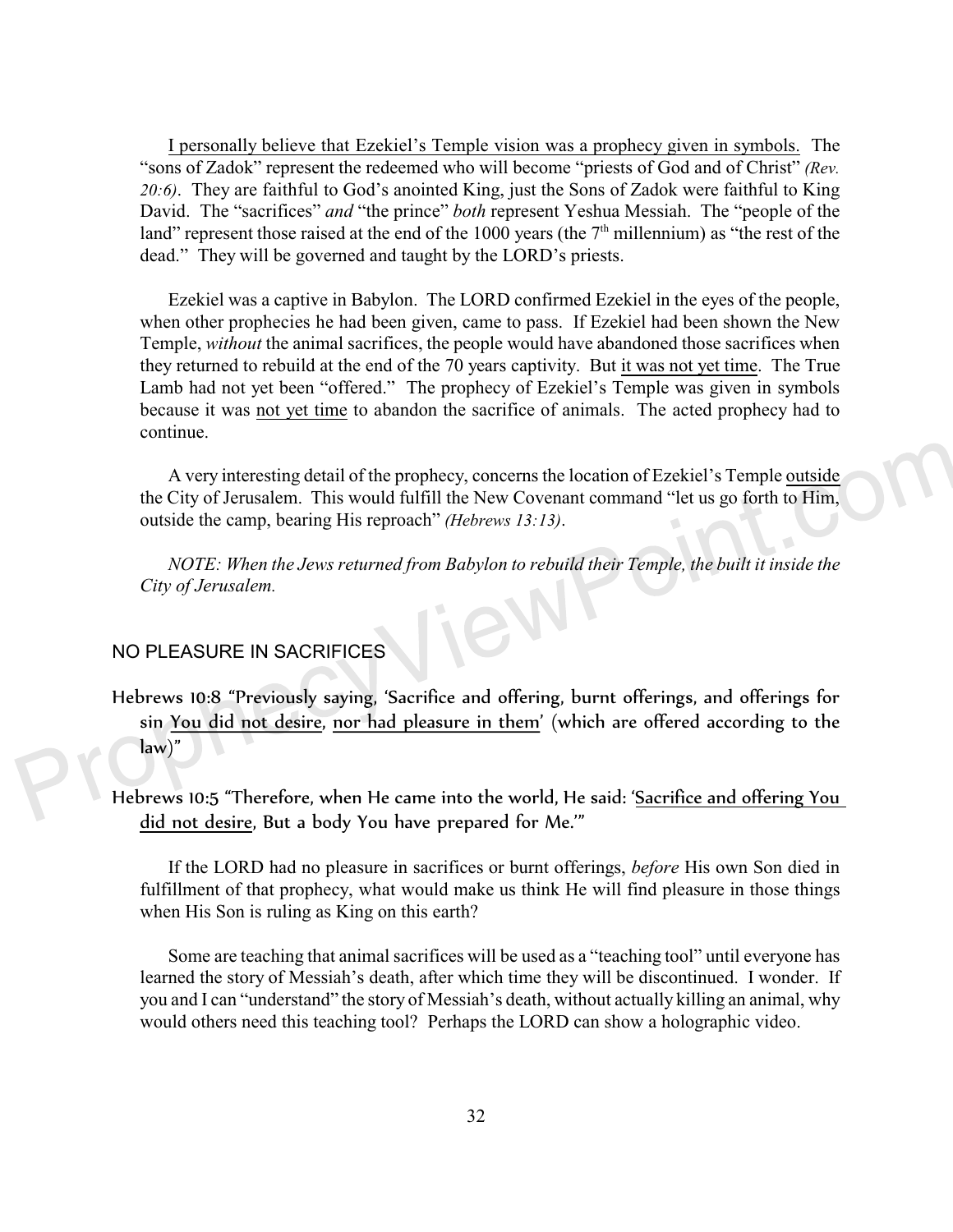I personally believe that Ezekiel's Temple vision was a prophecy given in symbols. The "sons of Zadok" represent the redeemed who will become "priests of God and of Christ" *(Rev. 20:6)*. They are faithful to God's anointed King, just the Sons of Zadok were faithful to King David. The "sacrifices" *and* "the prince" *both* represent Yeshua Messiah. The "people of the land" represent those raised at the end of the 1000 years (the 7th millennium) as "the rest of the dead." They will be governed and taught by the LORD's priests.

Ezekiel was a captive in Babylon. The LORD confirmed Ezekiel in the eyes of the people, when other prophecies he had been given, came to pass. If Ezekiel had been shown the New Temple, *without* the animal sacrifices, the people would have abandoned those sacrifices when they returned to rebuild at the end of the 70 years captivity. But it was not yet time. The True Lamb had not yet been "offered." The prophecy of Ezekiel's Temple was given in symbols because it was not yet time to abandon the sacrifice of animals. The acted prophecy had to continue.

A very interesting detail of the prophecy, concerns the location of Ezekiel's Temple outside the City of Jerusalem. This would fulfill the New Covenant command "let us go forth to Him, outside the camp, bearing His reproach" *(Hebrews 13:13)*.

*NOTE: When the Jews returned from Babylon to rebuild their Temple, the built it inside the City of Jerusalem.*

## NO PLEASURE IN SACRIFICES

Hebrews 10:8 "Previously saying, 'Sacrifice and offering, burnt offerings, and offerings for sin You did not desire, nor had pleasure in them' (which are offered according to the law)"

Hebrews 10:5 "Therefore, when He came into the world, He said: 'Sacrifice and offering You did not desire, But a body You have prepared for Me.'"

If the LORD had no pleasure in sacrifices or burnt offerings, *before* His own Son died in fulfillment of that prophecy, what would make us think He will find pleasure in those things when His Son is ruling as King on this earth?

Some are teaching that animal sacrifices will be used as a "teaching tool" until everyone has learned the story of Messiah's death, after which time they will be discontinued. I wonder. If you and I can "understand" the story of Messiah's death, without actually killing an animal, why would others need this teaching tool? Perhaps the LORD can show a holographic video.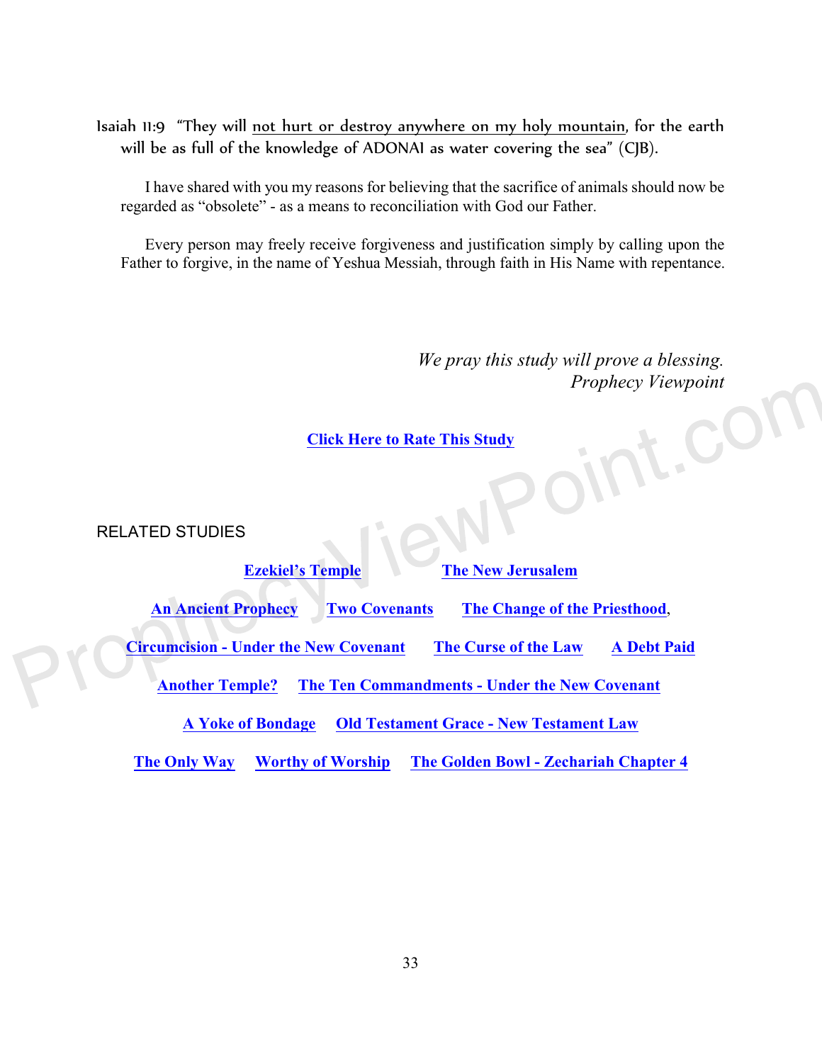Isaiah 11:9 "They will <u>not hurt or destroy anywhere on my holy mountain</u>, for the earth will be as full of the knowledge of ADONAI as water covering the sea" (CJB).

I have shared with you my reasons for believing that the sacrifice of animals should now be regarded as "obsolete" - as a means to reconciliation with God our Father.

Every person may freely receive forgiveness and justification simply by calling upon the Father to forgive, in the name of Yeshua Messiah, through faith in His Name with repentance.

*We pray this study will prove a blessing.*
*Prophecy Viewpoint*

**Click Here to Rate This Study**

RELATED STUDIES

**Ezekiel's Temple** **The New Jerusalem**

**An Ancient Prophecy** **Two Covenants** **The Change of the Priesthood**,

**Circumcision - Under the New Covenant** **The Curse of the Law** **A Debt Paid**

**Another Temple?** **The Ten Commandments - Under the New Covenant**

**A Yoke of Bondage** **Old Testament Grace - New Testament Law**

**The Only Way** **Worthy of Worship** **The Golden Bowl - Zechariah Chapter 4**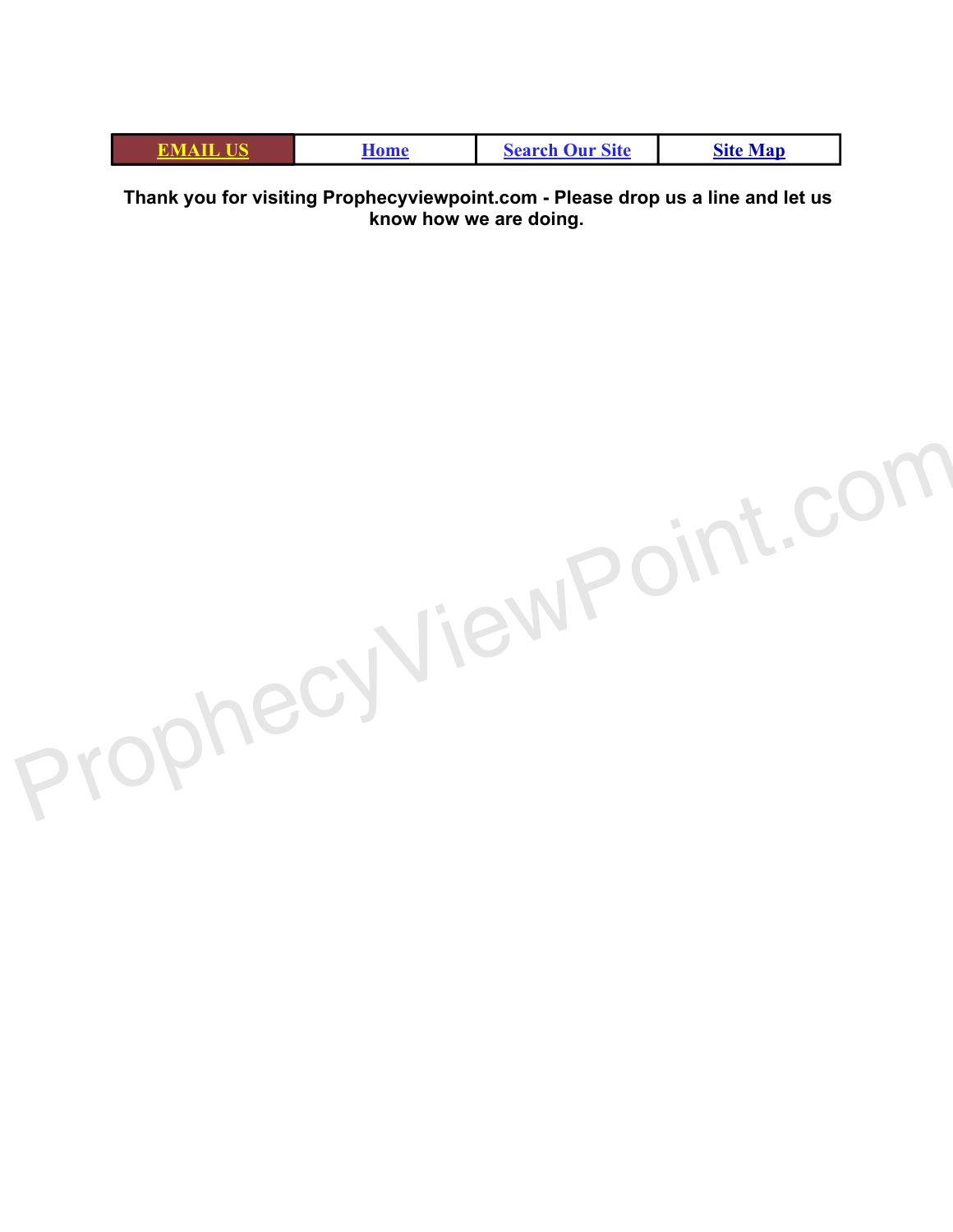| EMAIL US | Home | Search Our Site | Site Map |
| --- | --- | --- | --- |

**Thank you for visiting Prophecyviewpoint.com - Please drop us a line and let us know how we are doing.**